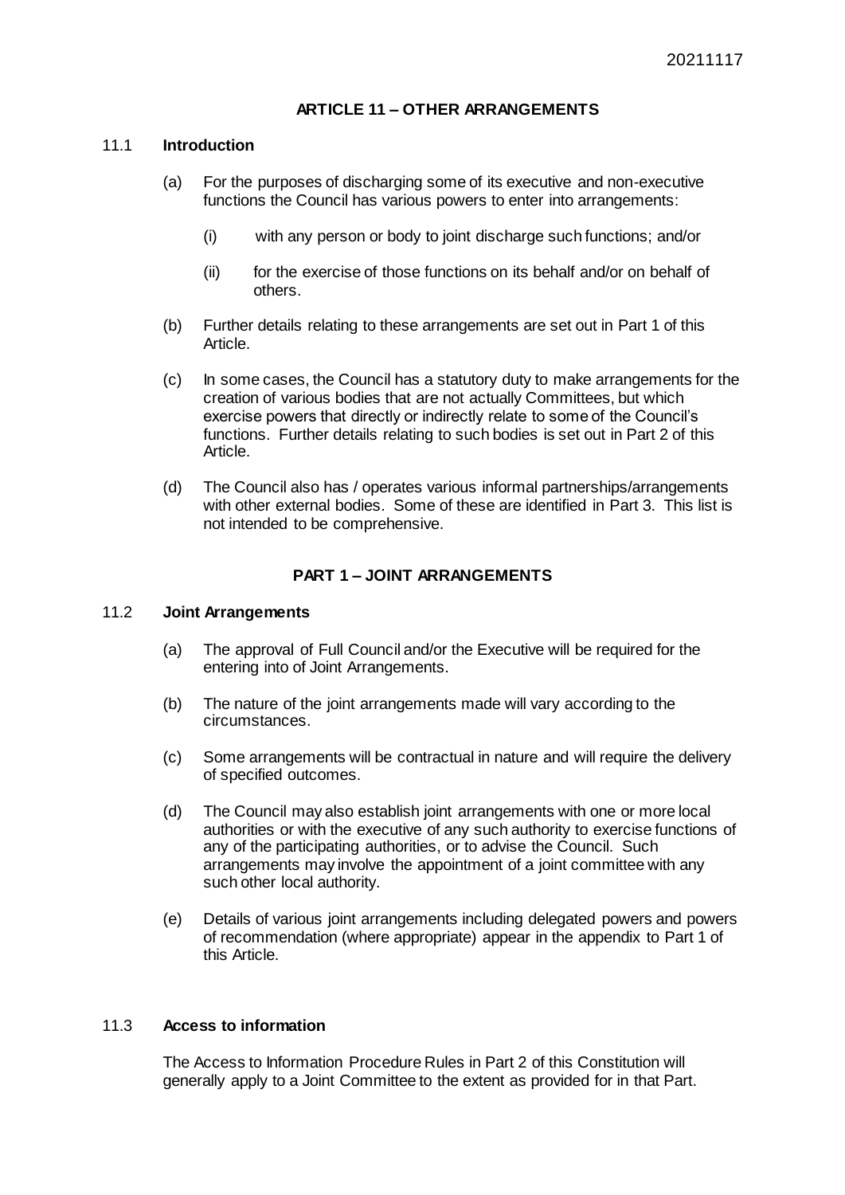## ARTICLE 11 – OTHER ARRANGEMENTS

### 11.1 Introduction

(a) For the purposes of discharging some of its executive and non-executive functions the Council has various powers to enter into arrangements:

(i) with any person or body to joint discharge such functions; and/or

(ii) for the exercise of those functions on its behalf and/or on behalf of others.

(b) Further details relating to these arrangements are set out in Part 1 of this Article.

(c) In some cases, the Council has a statutory duty to make arrangements for the creation of various bodies that are not actually Committees, but which exercise powers that directly or indirectly relate to some of the Council's functions. Further details relating to such bodies is set out in Part 2 of this Article.

(d) The Council also has / operates various informal partnerships/arrangements with other external bodies. Some of these are identified in Part 3. This list is not intended to be comprehensive.

## PART 1 – JOINT ARRANGEMENTS

### 11.2 Joint Arrangements

(a) The approval of Full Council and/or the Executive will be required for the entering into of Joint Arrangements.

(b) The nature of the joint arrangements made will vary according to the circumstances.

(c) Some arrangements will be contractual in nature and will require the delivery of specified outcomes.

(d) The Council may also establish joint arrangements with one or more local authorities or with the executive of any such authority to exercise functions of any of the participating authorities, or to advise the Council. Such arrangements may involve the appointment of a joint committee with any such other local authority.

(e) Details of various joint arrangements including delegated powers and powers of recommendation (where appropriate) appear in the appendix to Part 1 of this Article.

### 11.3 Access to information

The Access to Information Procedure Rules in Part 2 of this Constitution will generally apply to a Joint Committee to the extent as provided for in that Part.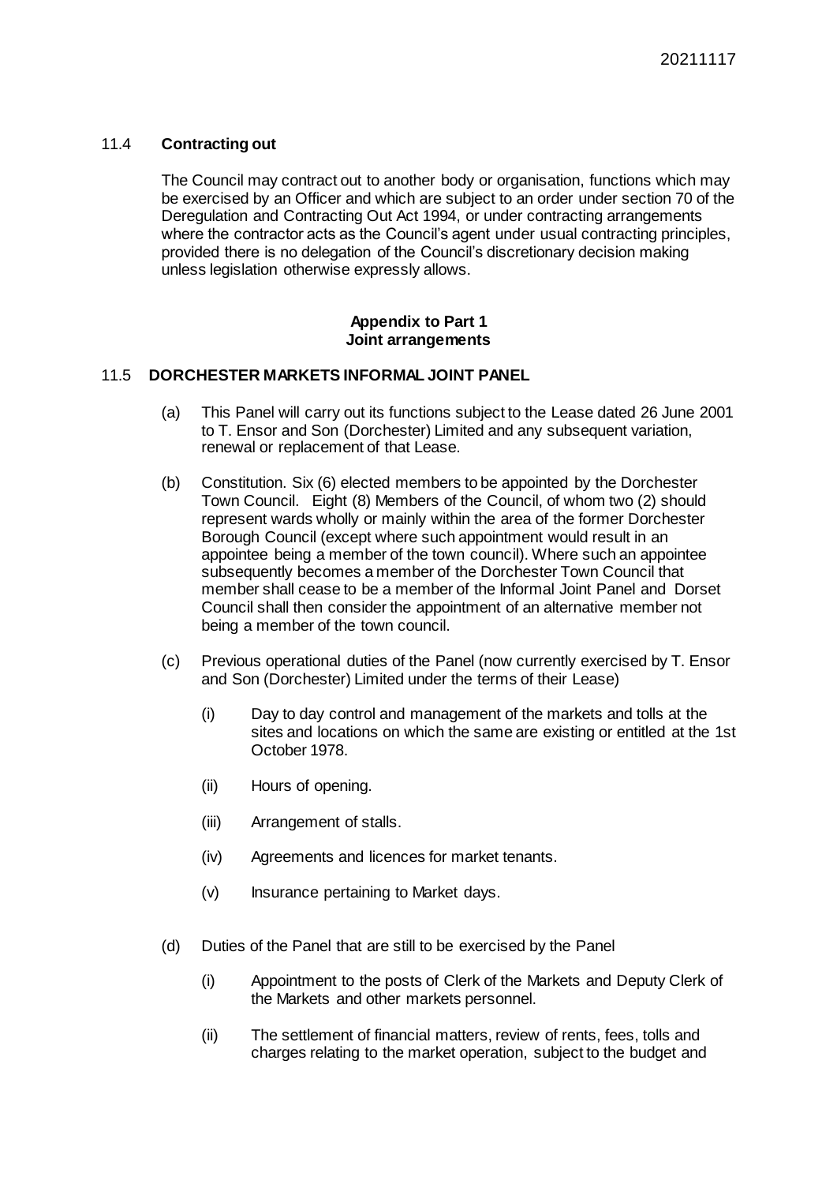### 11.4 **Contracting out**

The Council may contract out to another body or organisation, functions which may be exercised by an Officer and which are subject to an order under section 70 of the Deregulation and Contracting Out Act 1994, or under contracting arrangements where the contractor acts as the Council's agent under usual contracting principles, provided there is no delegation of the Council's discretionary decision making unless legislation otherwise expressly allows.

## Appendix to Part 1
## Joint arrangements

### 11.5 **DORCHESTER MARKETS INFORMAL JOINT PANEL**

(a) This Panel will carry out its functions subject to the Lease dated 26 June 2001 to T. Ensor and Son (Dorchester) Limited and any subsequent variation, renewal or replacement of that Lease.

(b) Constitution. Six (6) elected members to be appointed by the Dorchester Town Council. Eight (8) Members of the Council, of whom two (2) should represent wards wholly or mainly within the area of the former Dorchester Borough Council (except where such appointment would result in an appointee being a member of the town council). Where such an appointee subsequently becomes a member of the Dorchester Town Council that member shall cease to be a member of the Informal Joint Panel and Dorset Council shall then consider the appointment of an alternative member not being a member of the town council.

(c) Previous operational duties of the Panel (now currently exercised by T. Ensor and Son (Dorchester) Limited under the terms of their Lease)

- (i) Day to day control and management of the markets and tolls at the sites and locations on which the same are existing or entitled at the 1st October 1978.
- (ii) Hours of opening.
- (iii) Arrangement of stalls.
- (iv) Agreements and licences for market tenants.
- (v) Insurance pertaining to Market days.

(d) Duties of the Panel that are still to be exercised by the Panel

- (i) Appointment to the posts of Clerk of the Markets and Deputy Clerk of the Markets and other markets personnel.
- (ii) The settlement of financial matters, review of rents, fees, tolls and charges relating to the market operation, subject to the budget and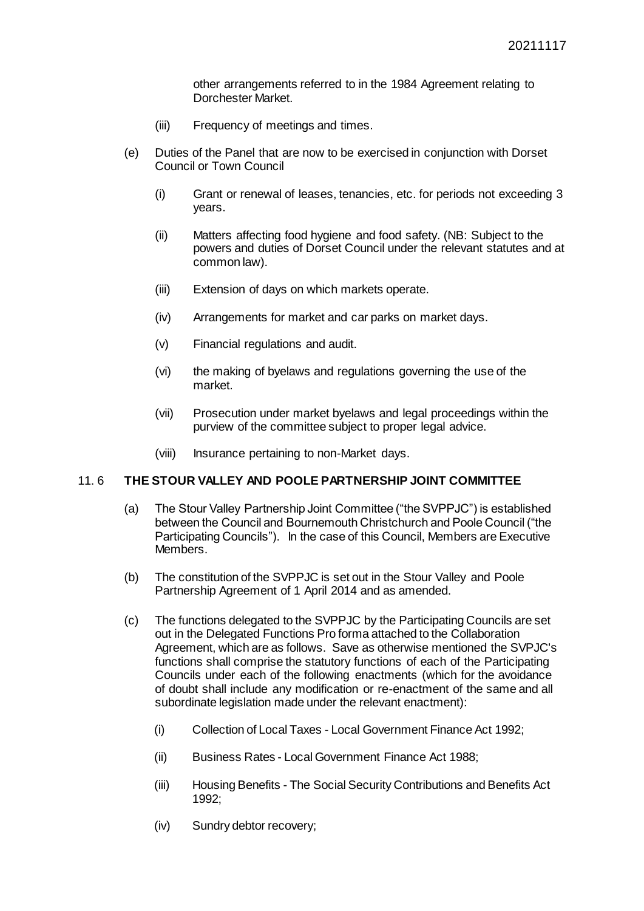other arrangements referred to in the 1984 Agreement relating to Dorchester Market.

(iii) Frequency of meetings and times.

(e) Duties of the Panel that are now to be exercised in conjunction with Dorset Council or Town Council

(i) Grant or renewal of leases, tenancies, etc. for periods not exceeding 3 years.

(ii) Matters affecting food hygiene and food safety. (NB: Subject to the powers and duties of Dorset Council under the relevant statutes and at common law).

(iii) Extension of days on which markets operate.

(iv) Arrangements for market and car parks on market days.

(v) Financial regulations and audit.

(vi) the making of byelaws and regulations governing the use of the market.

(vii) Prosecution under market byelaws and legal proceedings within the purview of the committee subject to proper legal advice.

(viii) Insurance pertaining to non-Market days.

## 11. 6 THE STOUR VALLEY AND POOLE PARTNERSHIP JOINT COMMITTEE

(a) The Stour Valley Partnership Joint Committee ("the SVPPJC") is established between the Council and Bournemouth Christchurch and Poole Council ("the Participating Councils"). In the case of this Council, Members are Executive Members.

(b) The constitution of the SVPPJC is set out in the Stour Valley and Poole Partnership Agreement of 1 April 2014 and as amended.

(c) The functions delegated to the SVPPJC by the Participating Councils are set out in the Delegated Functions Pro forma attached to the Collaboration Agreement, which are as follows. Save as otherwise mentioned the SVPJC's functions shall comprise the statutory functions of each of the Participating Councils under each of the following enactments (which for the avoidance of doubt shall include any modification or re-enactment of the same and all subordinate legislation made under the relevant enactment):

(i) Collection of Local Taxes - Local Government Finance Act 1992;

(ii) Business Rates - Local Government Finance Act 1988;

(iii) Housing Benefits - The Social Security Contributions and Benefits Act 1992;

(iv) Sundry debtor recovery;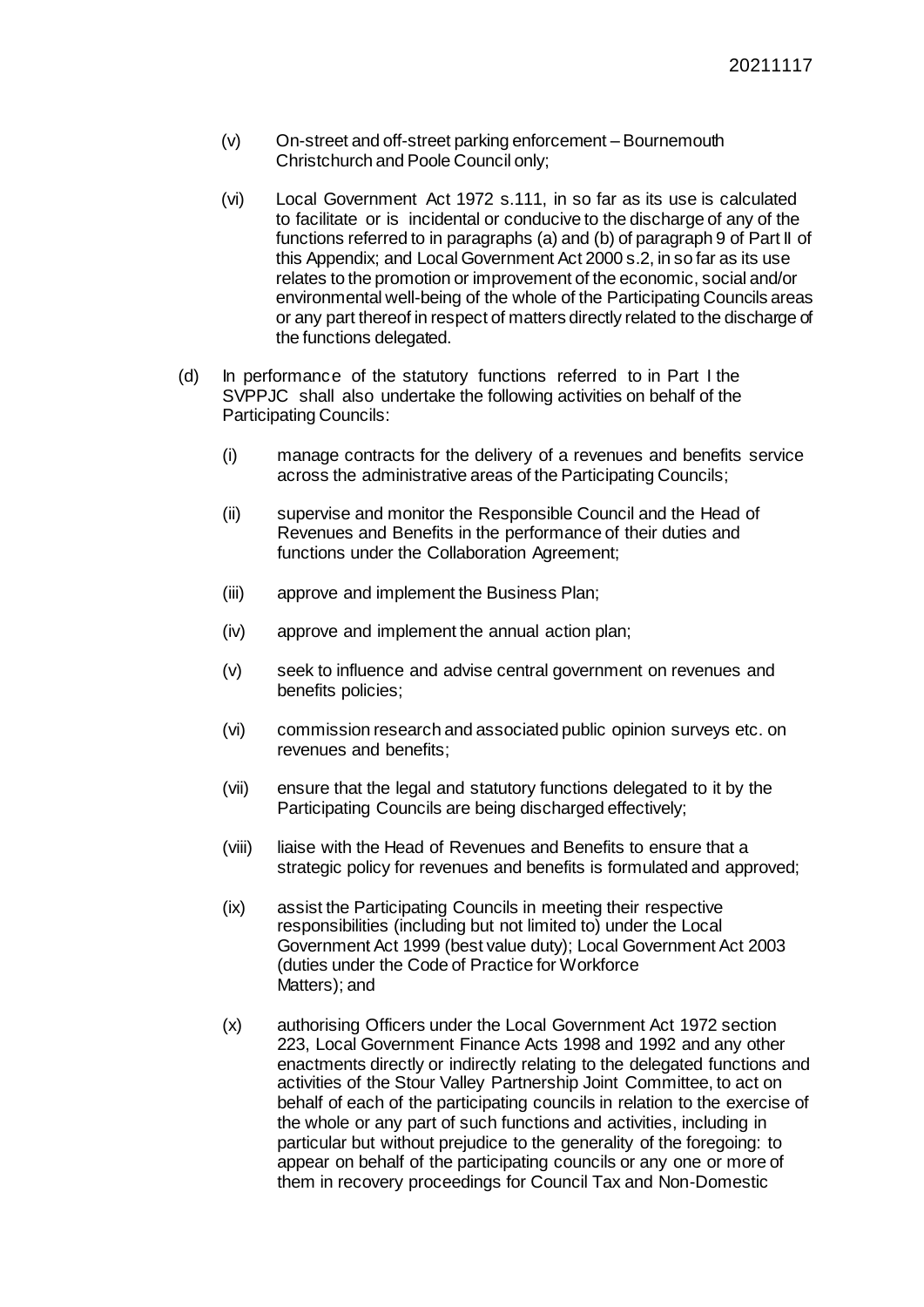(v) On-street and off-street parking enforcement – Bournemouth Christchurch and Poole Council only;

(vi) Local Government Act 1972 s.111, in so far as its use is calculated to facilitate or is incidental or conducive to the discharge of any of the functions referred to in paragraphs (a) and (b) of paragraph 9 of Part II of this Appendix; and Local Government Act 2000 s.2, in so far as its use relates to the promotion or improvement of the economic, social and/or environmental well-being of the whole of the Participating Councils areas or any part thereof in respect of matters directly related to the discharge of the functions delegated.

(d) In performance of the statutory functions referred to in Part I the SVPPJC shall also undertake the following activities on behalf of the Participating Councils:

(i) manage contracts for the delivery of a revenues and benefits service across the administrative areas of the Participating Councils;

(ii) supervise and monitor the Responsible Council and the Head of Revenues and Benefits in the performance of their duties and functions under the Collaboration Agreement;

(iii) approve and implement the Business Plan;

(iv) approve and implement the annual action plan;

(v) seek to influence and advise central government on revenues and benefits policies;

(vi) commission research and associated public opinion surveys etc. on revenues and benefits;

(vii) ensure that the legal and statutory functions delegated to it by the Participating Councils are being discharged effectively;

(viii) liaise with the Head of Revenues and Benefits to ensure that a strategic policy for revenues and benefits is formulated and approved;

(ix) assist the Participating Councils in meeting their respective responsibilities (including but not limited to) under the Local Government Act 1999 (best value duty); Local Government Act 2003 (duties under the Code of Practice for Workforce Matters); and

(x) authorising Officers under the Local Government Act 1972 section 223, Local Government Finance Acts 1998 and 1992 and any other enactments directly or indirectly relating to the delegated functions and activities of the Stour Valley Partnership Joint Committee, to act on behalf of each of the participating councils in relation to the exercise of the whole or any part of such functions and activities, including in particular but without prejudice to the generality of the foregoing: to appear on behalf of the participating councils or any one or more of them in recovery proceedings for Council Tax and Non-Domestic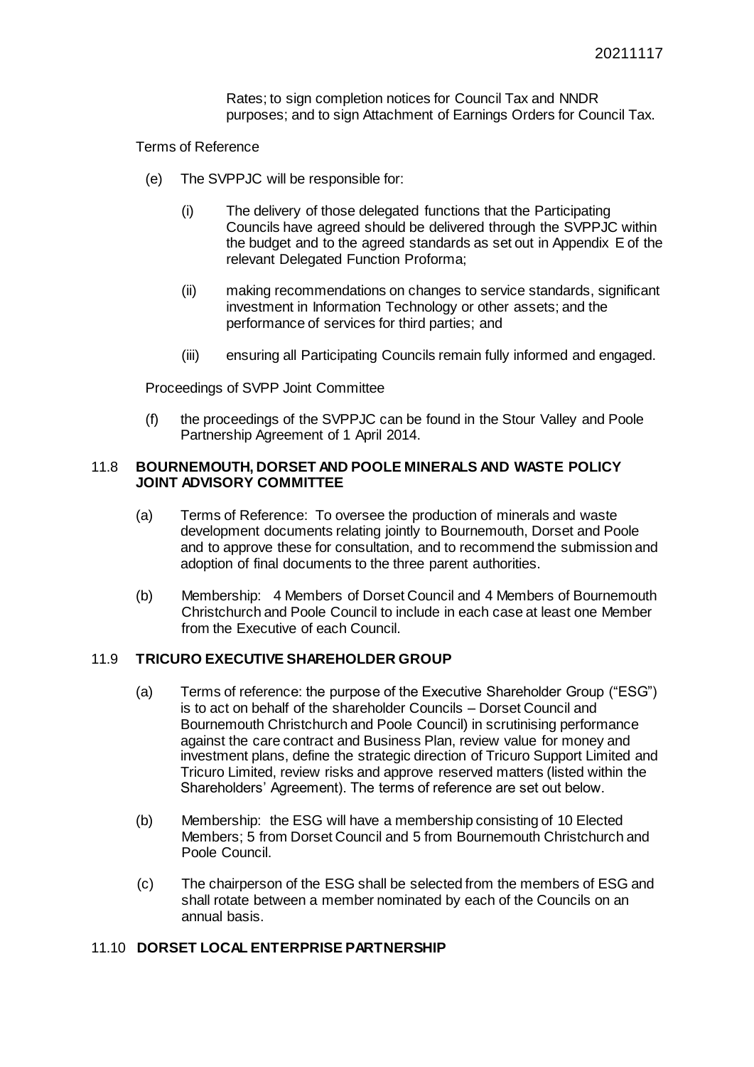Rates; to sign completion notices for Council Tax and NNDR purposes; and to sign Attachment of Earnings Orders for Council Tax.

Terms of Reference

(e) The SVPPJC will be responsible for:

(i) The delivery of those delegated functions that the Participating Councils have agreed should be delivered through the SVPPJC within the budget and to the agreed standards as set out in Appendix E of the relevant Delegated Function Proforma;

(ii) making recommendations on changes to service standards, significant investment in Information Technology or other assets; and the performance of services for third parties; and

(iii) ensuring all Participating Councils remain fully informed and engaged.

Proceedings of SVPP Joint Committee

(f) the proceedings of the SVPPJC can be found in the Stour Valley and Poole Partnership Agreement of 1 April 2014.

## 11.8 BOURNEMOUTH, DORSET AND POOLE MINERALS AND WASTE POLICY JOINT ADVISORY COMMITTEE

(a) Terms of Reference: To oversee the production of minerals and waste development documents relating jointly to Bournemouth, Dorset and Poole and to approve these for consultation, and to recommend the submission and adoption of final documents to the three parent authorities.

(b) Membership: 4 Members of Dorset Council and 4 Members of Bournemouth Christchurch and Poole Council to include in each case at least one Member from the Executive of each Council.

## 11.9 TRICURO EXECUTIVE SHAREHOLDER GROUP

(a) Terms of reference: the purpose of the Executive Shareholder Group ("ESG") is to act on behalf of the shareholder Councils – Dorset Council and Bournemouth Christchurch and Poole Council) in scrutinising performance against the care contract and Business Plan, review value for money and investment plans, define the strategic direction of Tricuro Support Limited and Tricuro Limited, review risks and approve reserved matters (listed within the Shareholders' Agreement). The terms of reference are set out below.

(b) Membership: the ESG will have a membership consisting of 10 Elected Members; 5 from Dorset Council and 5 from Bournemouth Christchurch and Poole Council.

(c) The chairperson of the ESG shall be selected from the members of ESG and shall rotate between a member nominated by each of the Councils on an annual basis.

## 11.10 DORSET LOCAL ENTERPRISE PARTNERSHIP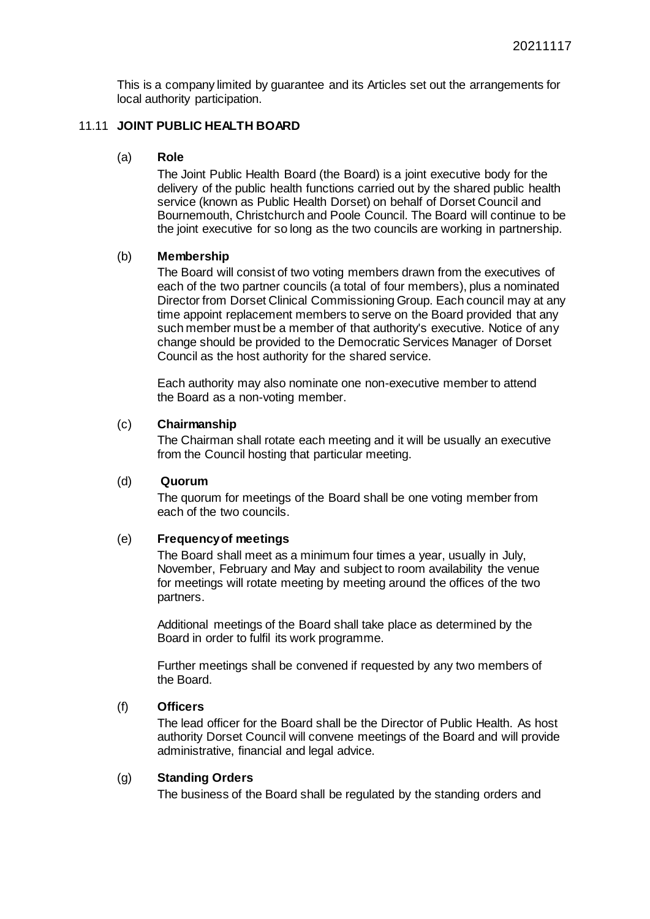This is a company limited by guarantee and its Articles set out the arrangements for local authority participation.

### 11.11 JOINT PUBLIC HEALTH BOARD

**(a) Role**

The Joint Public Health Board (the Board) is a joint executive body for the delivery of the public health functions carried out by the shared public health service (known as Public Health Dorset) on behalf of Dorset Council and Bournemouth, Christchurch and Poole Council. The Board will continue to be the joint executive for so long as the two councils are working in partnership.

**(b) Membership**

The Board will consist of two voting members drawn from the executives of each of the two partner councils (a total of four members), plus a nominated Director from Dorset Clinical Commissioning Group. Each council may at any time appoint replacement members to serve on the Board provided that any such member must be a member of that authority's executive. Notice of any change should be provided to the Democratic Services Manager of Dorset Council as the host authority for the shared service.

Each authority may also nominate one non-executive member to attend the Board as a non-voting member.

**(c) Chairmanship**

The Chairman shall rotate each meeting and it will be usually an executive from the Council hosting that particular meeting.

**(d) Quorum**

The quorum for meetings of the Board shall be one voting member from each of the two councils.

**(e) Frequency of meetings**

The Board shall meet as a minimum four times a year, usually in July, November, February and May and subject to room availability the venue for meetings will rotate meeting by meeting around the offices of the two partners.

Additional meetings of the Board shall take place as determined by the Board in order to fulfil its work programme.

Further meetings shall be convened if requested by any two members of the Board.

**(f) Officers**

The lead officer for the Board shall be the Director of Public Health. As host authority Dorset Council will convene meetings of the Board and will provide administrative, financial and legal advice.

**(g) Standing Orders**

The business of the Board shall be regulated by the standing orders and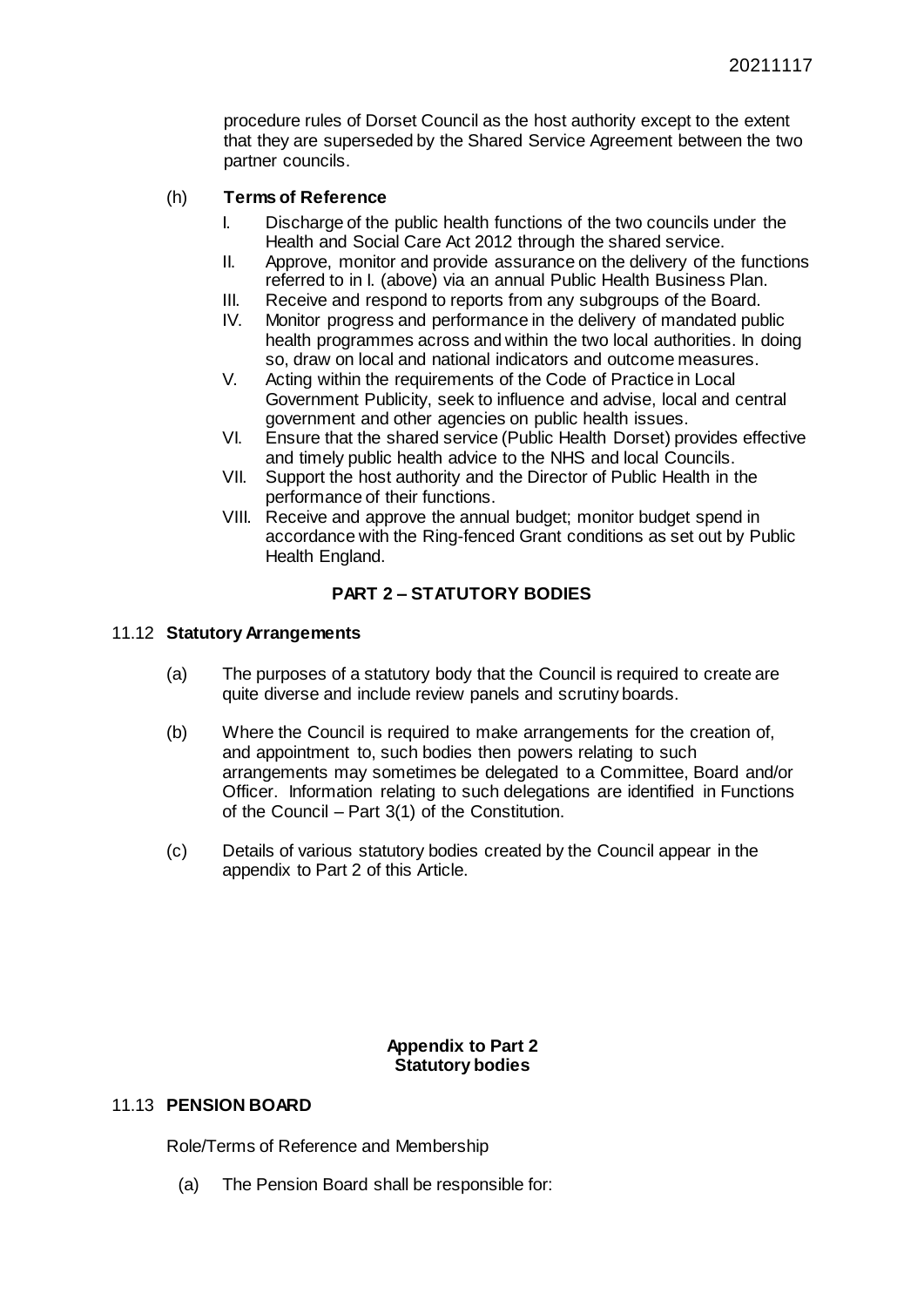procedure rules of Dorset Council as the host authority except to the extent that they are superseded by the Shared Service Agreement between the two partner councils.

(h) **Terms of Reference**

I. Discharge of the public health functions of the two councils under the Health and Social Care Act 2012 through the shared service.
II. Approve, monitor and provide assurance on the delivery of the functions referred to in I. (above) via an annual Public Health Business Plan.
III. Receive and respond to reports from any subgroups of the Board.
IV. Monitor progress and performance in the delivery of mandated public health programmes across and within the two local authorities. In doing so, draw on local and national indicators and outcome measures.
V. Acting within the requirements of the Code of Practice in Local Government Publicity, seek to influence and advise, local and central government and other agencies on public health issues.
VI. Ensure that the shared service (Public Health Dorset) provides effective and timely public health advice to the NHS and local Councils.
VII. Support the host authority and the Director of Public Health in the performance of their functions.
VIII. Receive and approve the annual budget; monitor budget spend in accordance with the Ring-fenced Grant conditions as set out by Public Health England.

## PART 2 – STATUTORY BODIES

### 11.12 Statutory Arrangements

(a) The purposes of a statutory body that the Council is required to create are quite diverse and include review panels and scrutiny boards.

(b) Where the Council is required to make arrangements for the creation of, and appointment to, such bodies then powers relating to such arrangements may sometimes be delegated to a Committee, Board and/or Officer. Information relating to such delegations are identified in Functions of the Council – Part 3(1) of the Constitution.

(c) Details of various statutory bodies created by the Council appear in the appendix to Part 2 of this Article.

**Appendix to Part 2**
**Statutory bodies**

### 11.13 PENSION BOARD

Role/Terms of Reference and Membership

(a) The Pension Board shall be responsible for: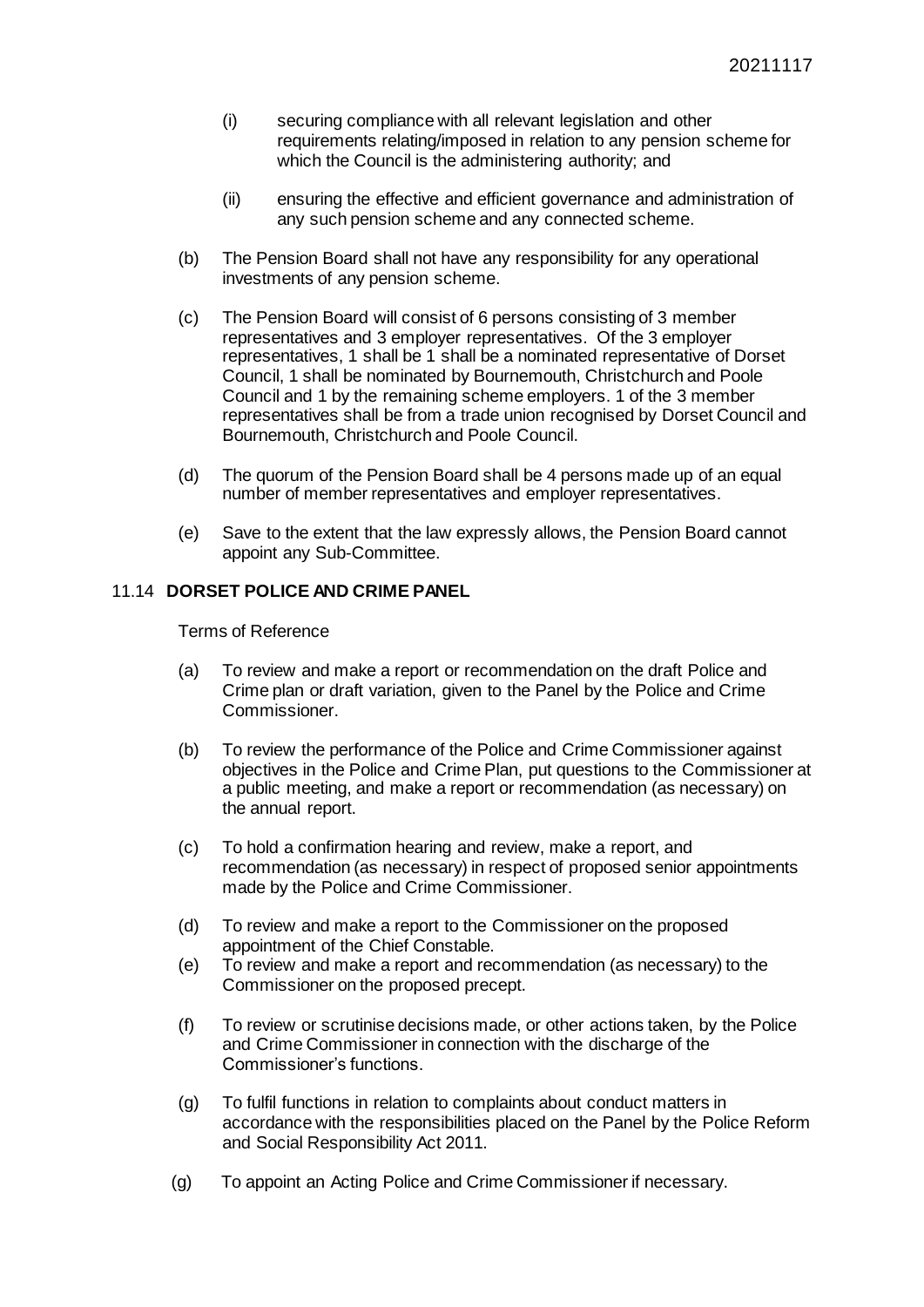(i) securing compliance with all relevant legislation and other requirements relating/imposed in relation to any pension scheme for which the Council is the administering authority; and

(ii) ensuring the effective and efficient governance and administration of any such pension scheme and any connected scheme.

(b) The Pension Board shall not have any responsibility for any operational investments of any pension scheme.

(c) The Pension Board will consist of 6 persons consisting of 3 member representatives and 3 employer representatives. Of the 3 employer representatives, 1 shall be 1 shall be a nominated representative of Dorset Council, 1 shall be nominated by Bournemouth, Christchurch and Poole Council and 1 by the remaining scheme employers. 1 of the 3 member representatives shall be from a trade union recognised by Dorset Council and Bournemouth, Christchurch and Poole Council.

(d) The quorum of the Pension Board shall be 4 persons made up of an equal number of member representatives and employer representatives.

(e) Save to the extent that the law expressly allows, the Pension Board cannot appoint any Sub-Committee.

### 11.14 DORSET POLICE AND CRIME PANEL

Terms of Reference

(a) To review and make a report or recommendation on the draft Police and Crime plan or draft variation, given to the Panel by the Police and Crime Commissioner.

(b) To review the performance of the Police and Crime Commissioner against objectives in the Police and Crime Plan, put questions to the Commissioner at a public meeting, and make a report or recommendation (as necessary) on the annual report.

(c) To hold a confirmation hearing and review, make a report, and recommendation (as necessary) in respect of proposed senior appointments made by the Police and Crime Commissioner.

(d) To review and make a report to the Commissioner on the proposed appointment of the Chief Constable.

(e) To review and make a report and recommendation (as necessary) to the Commissioner on the proposed precept.

(f) To review or scrutinise decisions made, or other actions taken, by the Police and Crime Commissioner in connection with the discharge of the Commissioner's functions.

(g) To fulfil functions in relation to complaints about conduct matters in accordance with the responsibilities placed on the Panel by the Police Reform and Social Responsibility Act 2011.

(g) To appoint an Acting Police and Crime Commissioner if necessary.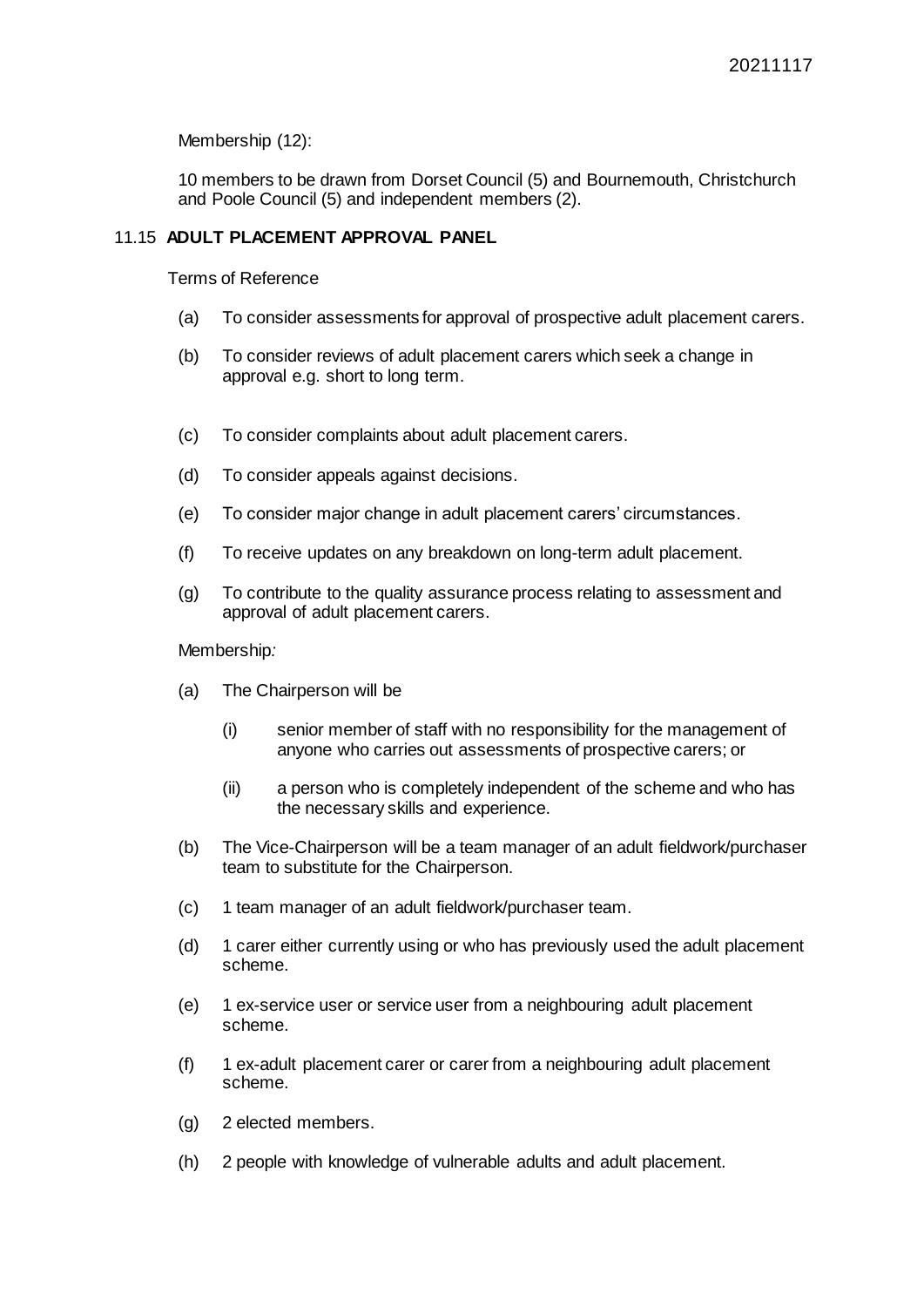Membership (12):

10 members to be drawn from Dorset Council (5) and Bournemouth, Christchurch and Poole Council (5) and independent members (2).

### 11.15 **ADULT PLACEMENT APPROVAL PANEL**

Terms of Reference

(a) To consider assessments for approval of prospective adult placement carers.

(b) To consider reviews of adult placement carers which seek a change in approval e.g. short to long term.

(c) To consider complaints about adult placement carers.

(d) To consider appeals against decisions.

(e) To consider major change in adult placement carers' circumstances.

(f) To receive updates on any breakdown on long-term adult placement.

(g) To contribute to the quality assurance process relating to assessment and approval of adult placement carers.

Membership*:*

(a) The Chairperson will be

  (i) senior member of staff with no responsibility for the management of anyone who carries out assessments of prospective carers; or

  (ii) a person who is completely independent of the scheme and who has the necessary skills and experience.

(b) The Vice-Chairperson will be a team manager of an adult fieldwork/purchaser team to substitute for the Chairperson.

(c) 1 team manager of an adult fieldwork/purchaser team.

(d) 1 carer either currently using or who has previously used the adult placement scheme.

(e) 1 ex-service user or service user from a neighbouring adult placement scheme.

(f) 1 ex-adult placement carer or carer from a neighbouring adult placement scheme.

(g) 2 elected members.

(h) 2 people with knowledge of vulnerable adults and adult placement.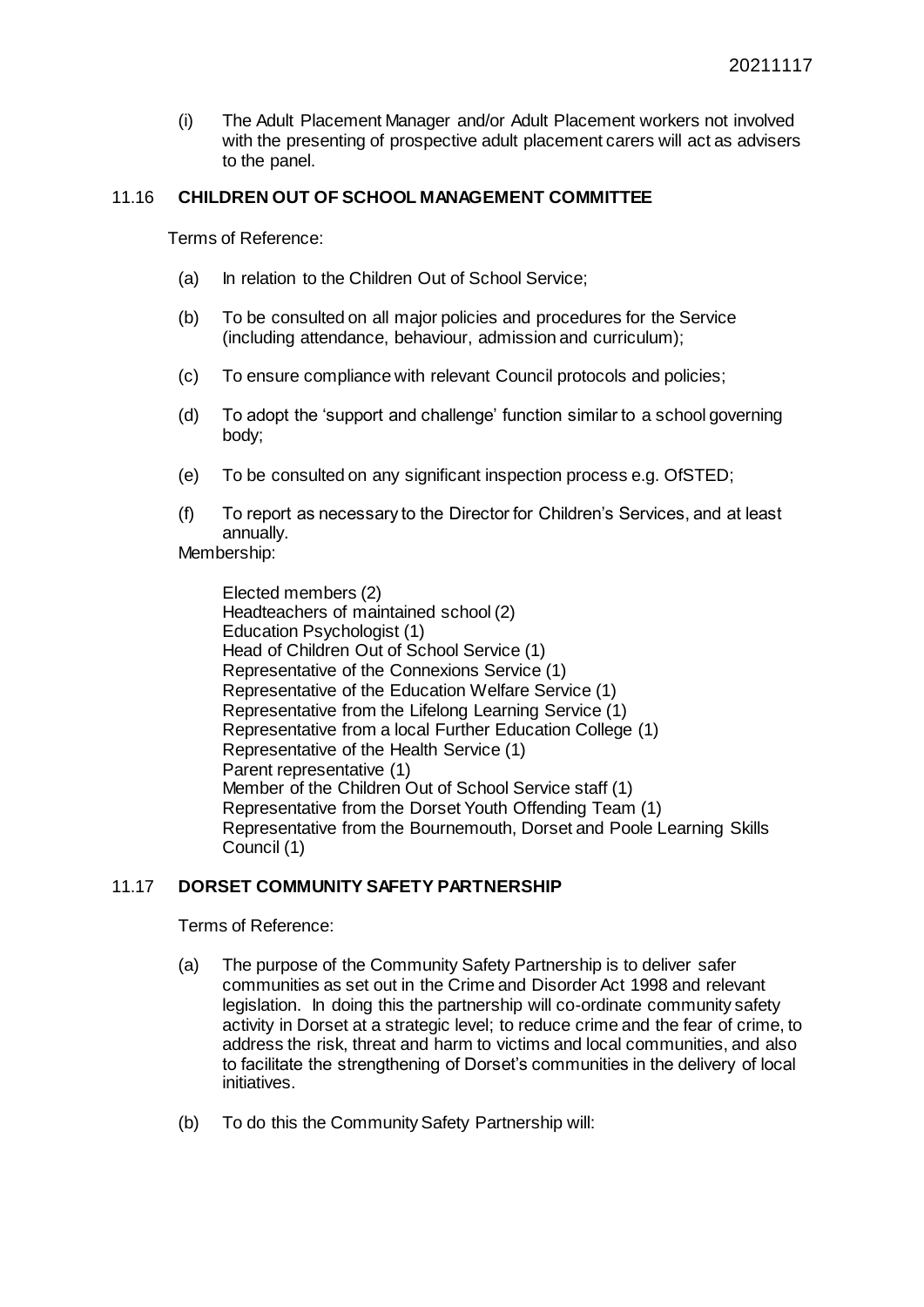(i) The Adult Placement Manager and/or Adult Placement workers not involved with the presenting of prospective adult placement carers will act as advisers to the panel.

## 11.16 CHILDREN OUT OF SCHOOL MANAGEMENT COMMITTEE

Terms of Reference:

(a) In relation to the Children Out of School Service;

(b) To be consulted on all major policies and procedures for the Service (including attendance, behaviour, admission and curriculum);

(c) To ensure compliance with relevant Council protocols and policies;

(d) To adopt the 'support and challenge' function similar to a school governing body;

(e) To be consulted on any significant inspection process e.g. OfSTED;

(f) To report as necessary to the Director for Children's Services, and at least annually.

Membership:

Elected members (2)
Headteachers of maintained school (2)
Education Psychologist (1)
Head of Children Out of School Service (1)
Representative of the Connexions Service (1)
Representative of the Education Welfare Service (1)
Representative from the Lifelong Learning Service (1)
Representative from a local Further Education College (1)
Representative of the Health Service (1)
Parent representative (1)
Member of the Children Out of School Service staff (1)
Representative from the Dorset Youth Offending Team (1)
Representative from the Bournemouth, Dorset and Poole Learning Skills Council (1)

## 11.17 DORSET COMMUNITY SAFETY PARTNERSHIP

Terms of Reference:

(a) The purpose of the Community Safety Partnership is to deliver safer communities as set out in the Crime and Disorder Act 1998 and relevant legislation. In doing this the partnership will co-ordinate community safety activity in Dorset at a strategic level; to reduce crime and the fear of crime, to address the risk, threat and harm to victims and local communities, and also to facilitate the strengthening of Dorset's communities in the delivery of local initiatives.

(b) To do this the Community Safety Partnership will: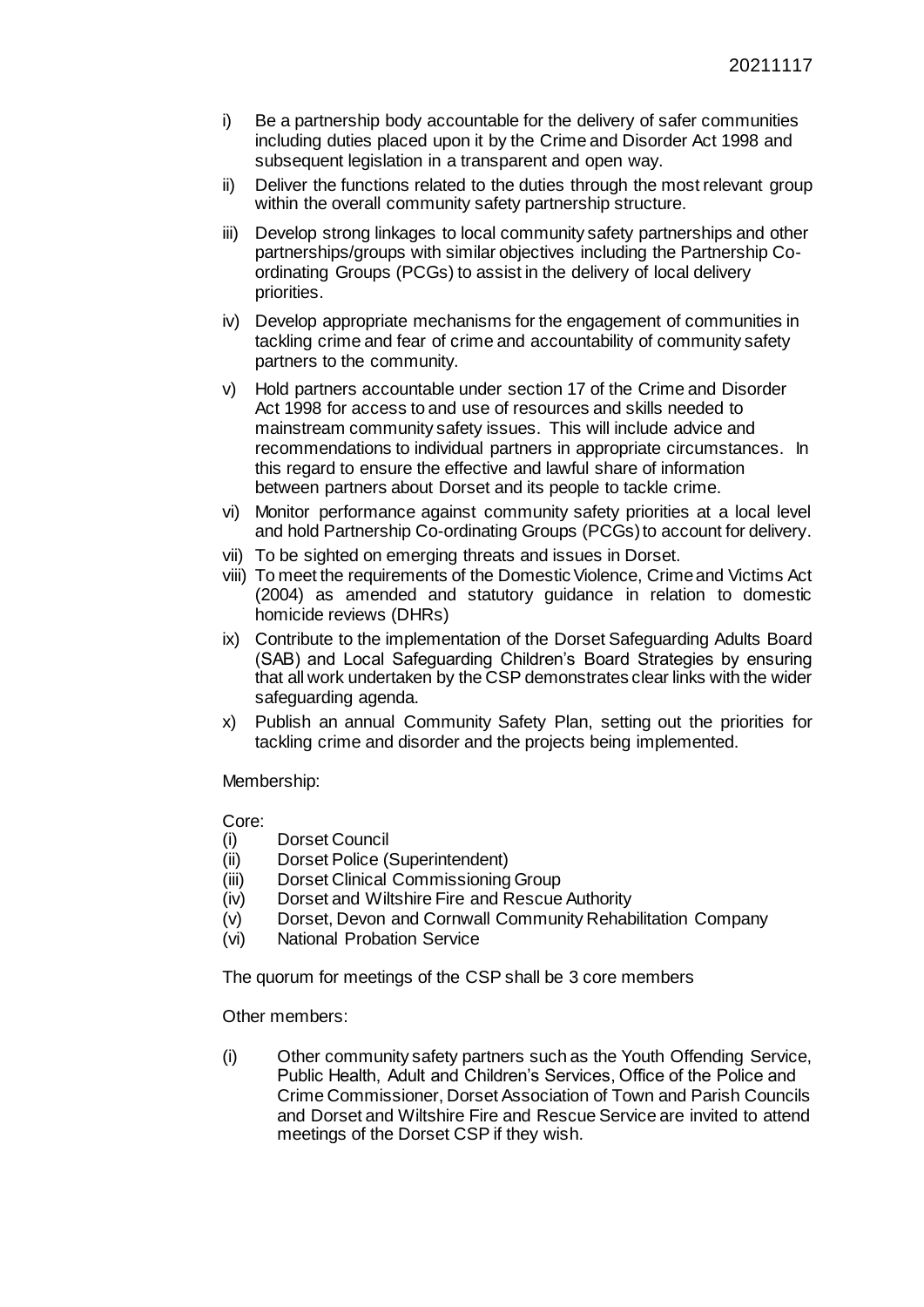i) Be a partnership body accountable for the delivery of safer communities including duties placed upon it by the Crime and Disorder Act 1998 and subsequent legislation in a transparent and open way.

ii) Deliver the functions related to the duties through the most relevant group within the overall community safety partnership structure.

iii) Develop strong linkages to local community safety partnerships and other partnerships/groups with similar objectives including the Partnership Co-ordinating Groups (PCGs) to assist in the delivery of local delivery priorities.

iv) Develop appropriate mechanisms for the engagement of communities in tackling crime and fear of crime and accountability of community safety partners to the community.

v) Hold partners accountable under section 17 of the Crime and Disorder Act 1998 for access to and use of resources and skills needed to mainstream community safety issues. This will include advice and recommendations to individual partners in appropriate circumstances. In this regard to ensure the effective and lawful share of information between partners about Dorset and its people to tackle crime.

vi) Monitor performance against community safety priorities at a local level and hold Partnership Co-ordinating Groups (PCGs) to account for delivery.

vii) To be sighted on emerging threats and issues in Dorset.

viii) To meet the requirements of the Domestic Violence, Crime and Victims Act (2004) as amended and statutory guidance in relation to domestic homicide reviews (DHRs)

ix) Contribute to the implementation of the Dorset Safeguarding Adults Board (SAB) and Local Safeguarding Children's Board Strategies by ensuring that all work undertaken by the CSP demonstrates clear links with the wider safeguarding agenda.

x) Publish an annual Community Safety Plan, setting out the priorities for tackling crime and disorder and the projects being implemented.

Membership:

Core:

(i) Dorset Council
(ii) Dorset Police (Superintendent)
(iii) Dorset Clinical Commissioning Group
(iv) Dorset and Wiltshire Fire and Rescue Authority
(v) Dorset, Devon and Cornwall Community Rehabilitation Company
(vi) National Probation Service

The quorum for meetings of the CSP shall be 3 core members

Other members:

(i) Other community safety partners such as the Youth Offending Service, Public Health, Adult and Children's Services, Office of the Police and Crime Commissioner, Dorset Association of Town and Parish Councils and Dorset and Wiltshire Fire and Rescue Service are invited to attend meetings of the Dorset CSP if they wish.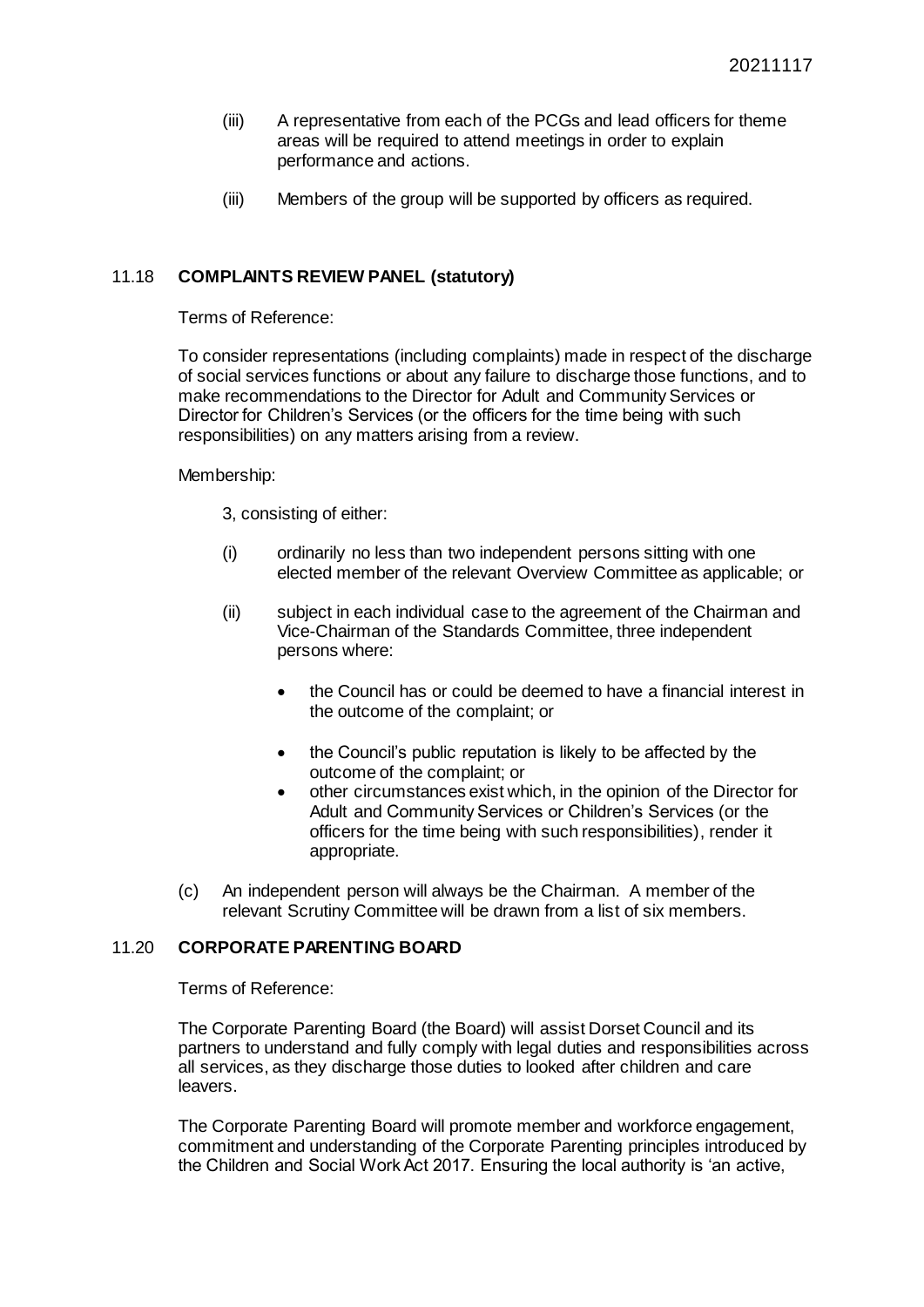(iii) A representative from each of the PCGs and lead officers for theme areas will be required to attend meetings in order to explain performance and actions.

(iii) Members of the group will be supported by officers as required.

## 11.18 COMPLAINTS REVIEW PANEL (statutory)

Terms of Reference:

To consider representations (including complaints) made in respect of the discharge of social services functions or about any failure to discharge those functions, and to make recommendations to the Director for Adult and Community Services or Director for Children's Services (or the officers for the time being with such responsibilities) on any matters arising from a review.

Membership:

3, consisting of either:

(i) ordinarily no less than two independent persons sitting with one elected member of the relevant Overview Committee as applicable; or

(ii) subject in each individual case to the agreement of the Chairman and Vice-Chairman of the Standards Committee, three independent persons where:

- the Council has or could be deemed to have a financial interest in the outcome of the complaint; or
- the Council's public reputation is likely to be affected by the outcome of the complaint; or
- other circumstances exist which, in the opinion of the Director for Adult and Community Services or Children's Services (or the officers for the time being with such responsibilities), render it appropriate.

(c) An independent person will always be the Chairman. A member of the relevant Scrutiny Committee will be drawn from a list of six members.

## 11.20 CORPORATE PARENTING BOARD

Terms of Reference:

The Corporate Parenting Board (the Board) will assist Dorset Council and its partners to understand and fully comply with legal duties and responsibilities across all services, as they discharge those duties to looked after children and care leavers.

The Corporate Parenting Board will promote member and workforce engagement, commitment and understanding of the Corporate Parenting principles introduced by the Children and Social Work Act 2017. Ensuring the local authority is 'an active,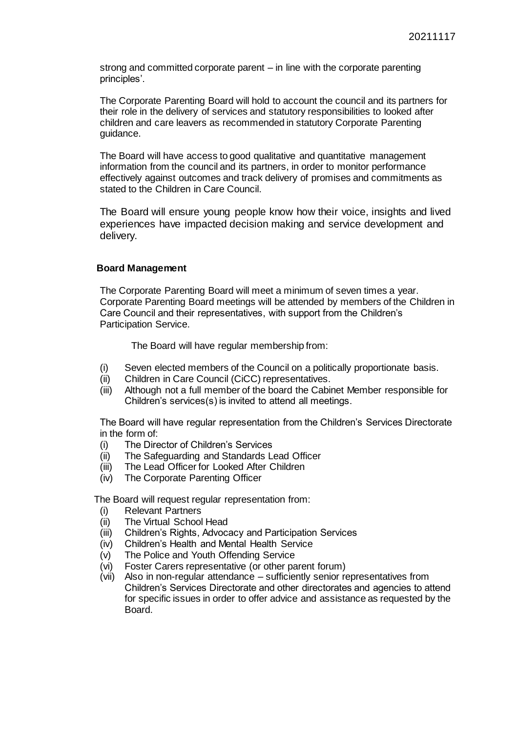strong and committed corporate parent – in line with the corporate parenting principles'.

The Corporate Parenting Board will hold to account the council and its partners for their role in the delivery of services and statutory responsibilities to looked after children and care leavers as recommended in statutory Corporate Parenting guidance.

The Board will have access to good qualitative and quantitative management information from the council and its partners, in order to monitor performance effectively against outcomes and track delivery of promises and commitments as stated to the Children in Care Council.

The Board will ensure young people know how their voice, insights and lived experiences have impacted decision making and service development and delivery.

**Board Management**

The Corporate Parenting Board will meet a minimum of seven times a year. Corporate Parenting Board meetings will be attended by members of the Children in Care Council and their representatives, with support from the Children's Participation Service.

The Board will have regular membership from:

(i) Seven elected members of the Council on a politically proportionate basis.
(ii) Children in Care Council (CiCC) representatives.
(iii) Although not a full member of the board the Cabinet Member responsible for Children's services(s) is invited to attend all meetings.

The Board will have regular representation from the Children's Services Directorate in the form of:

(i) The Director of Children's Services
(ii) The Safeguarding and Standards Lead Officer
(iii) The Lead Officer for Looked After Children
(iv) The Corporate Parenting Officer

The Board will request regular representation from:

(i) Relevant Partners
(ii) The Virtual School Head
(iii) Children's Rights, Advocacy and Participation Services
(iv) Children's Health and Mental Health Service
(v) The Police and Youth Offending Service
(vi) Foster Carers representative (or other parent forum)
(vii) Also in non-regular attendance – sufficiently senior representatives from Children's Services Directorate and other directorates and agencies to attend for specific issues in order to offer advice and assistance as requested by the Board.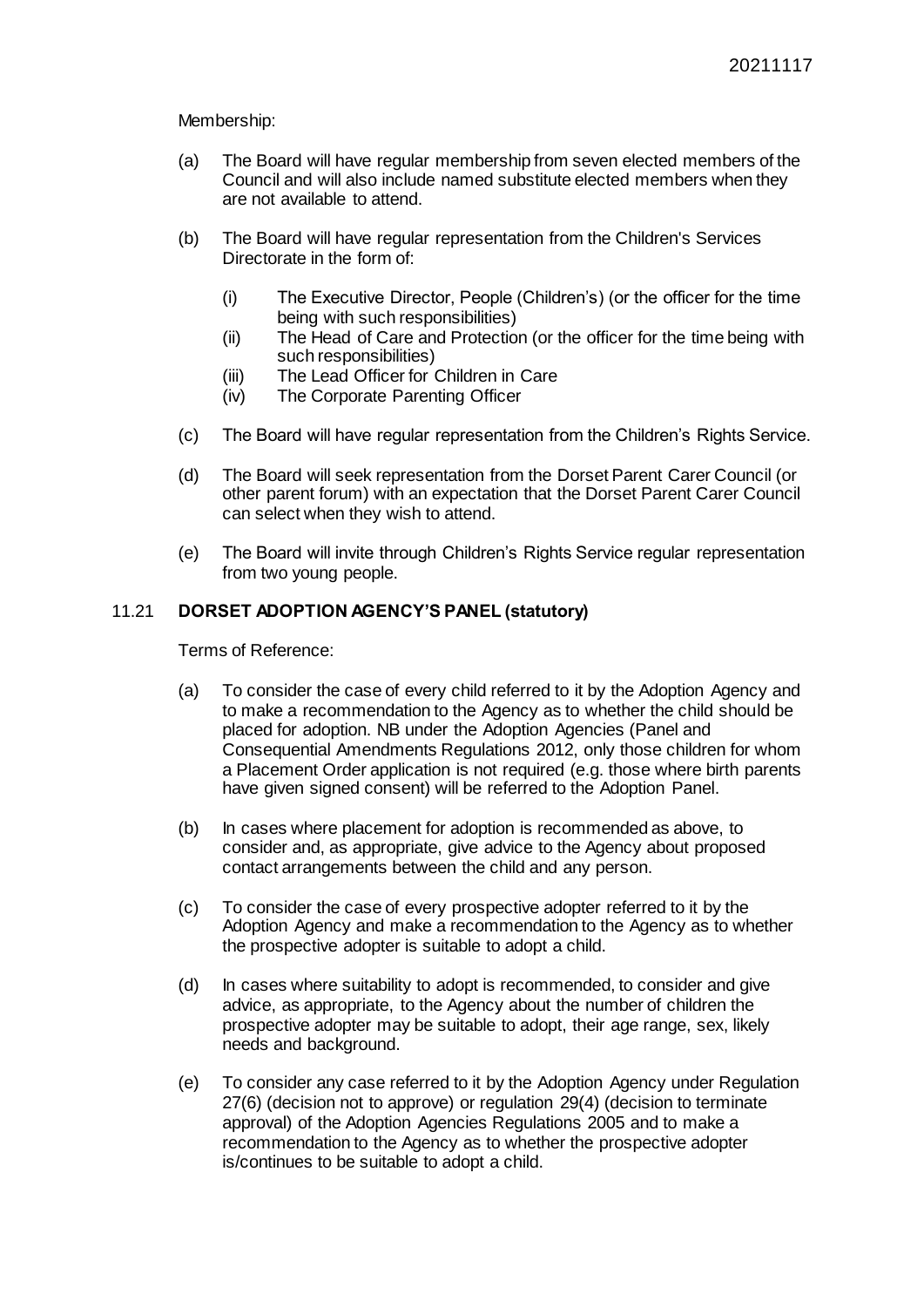Membership:

(a) The Board will have regular membership from seven elected members of the Council and will also include named substitute elected members when they are not available to attend.

(b) The Board will have regular representation from the Children's Services Directorate in the form of:

   (i) The Executive Director, People (Children's) (or the officer for the time being with such responsibilities)
   (ii) The Head of Care and Protection (or the officer for the time being with such responsibilities)
   (iii) The Lead Officer for Children in Care
   (iv) The Corporate Parenting Officer

(c) The Board will have regular representation from the Children's Rights Service.

(d) The Board will seek representation from the Dorset Parent Carer Council (or other parent forum) with an expectation that the Dorset Parent Carer Council can select when they wish to attend.

(e) The Board will invite through Children's Rights Service regular representation from two young people.

## 11.21 DORSET ADOPTION AGENCY'S PANEL (statutory)

Terms of Reference:

(a) To consider the case of every child referred to it by the Adoption Agency and to make a recommendation to the Agency as to whether the child should be placed for adoption. NB under the Adoption Agencies (Panel and Consequential Amendments Regulations 2012, only those children for whom a Placement Order application is not required (e.g. those where birth parents have given signed consent) will be referred to the Adoption Panel.

(b) In cases where placement for adoption is recommended as above, to consider and, as appropriate, give advice to the Agency about proposed contact arrangements between the child and any person.

(c) To consider the case of every prospective adopter referred to it by the Adoption Agency and make a recommendation to the Agency as to whether the prospective adopter is suitable to adopt a child.

(d) In cases where suitability to adopt is recommended, to consider and give advice, as appropriate, to the Agency about the number of children the prospective adopter may be suitable to adopt, their age range, sex, likely needs and background.

(e) To consider any case referred to it by the Adoption Agency under Regulation 27(6) (decision not to approve) or regulation 29(4) (decision to terminate approval) of the Adoption Agencies Regulations 2005 and to make a recommendation to the Agency as to whether the prospective adopter is/continues to be suitable to adopt a child.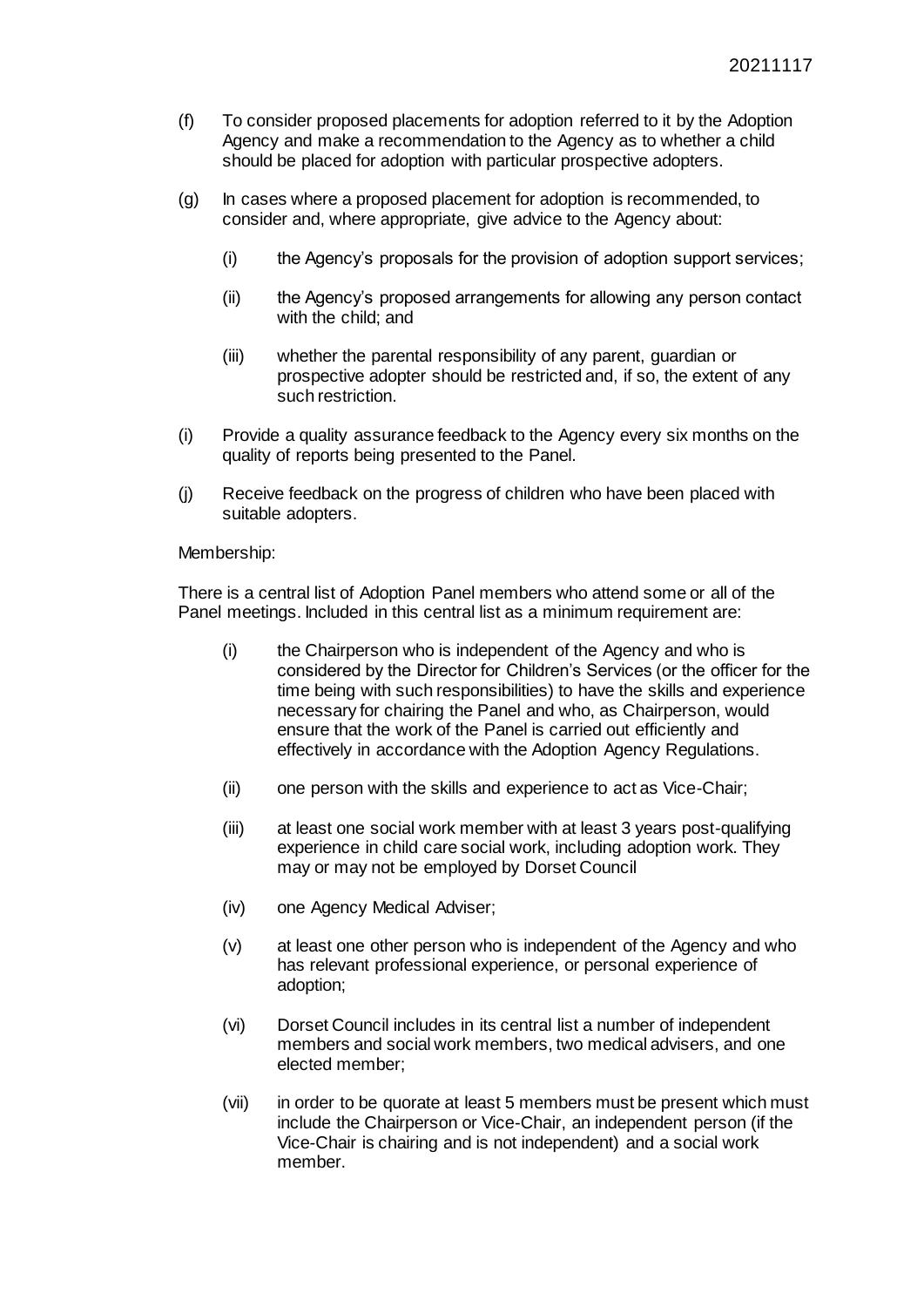(f) To consider proposed placements for adoption referred to it by the Adoption Agency and make a recommendation to the Agency as to whether a child should be placed for adoption with particular prospective adopters.

(g) In cases where a proposed placement for adoption is recommended, to consider and, where appropriate, give advice to the Agency about:

  (i) the Agency's proposals for the provision of adoption support services;

  (ii) the Agency's proposed arrangements for allowing any person contact with the child; and

  (iii) whether the parental responsibility of any parent, guardian or prospective adopter should be restricted and, if so, the extent of any such restriction.

(i) Provide a quality assurance feedback to the Agency every six months on the quality of reports being presented to the Panel.

(j) Receive feedback on the progress of children who have been placed with suitable adopters.

Membership:

There is a central list of Adoption Panel members who attend some or all of the Panel meetings. Included in this central list as a minimum requirement are:

  (i) the Chairperson who is independent of the Agency and who is considered by the Director for Children's Services (or the officer for the time being with such responsibilities) to have the skills and experience necessary for chairing the Panel and who, as Chairperson, would ensure that the work of the Panel is carried out efficiently and effectively in accordance with the Adoption Agency Regulations.

  (ii) one person with the skills and experience to act as Vice-Chair;

  (iii) at least one social work member with at least 3 years post-qualifying experience in child care social work, including adoption work. They may or may not be employed by Dorset Council

  (iv) one Agency Medical Adviser;

  (v) at least one other person who is independent of the Agency and who has relevant professional experience, or personal experience of adoption;

  (vi) Dorset Council includes in its central list a number of independent members and social work members, two medical advisers, and one elected member;

  (vii) in order to be quorate at least 5 members must be present which must include the Chairperson or Vice-Chair, an independent person (if the Vice-Chair is chairing and is not independent) and a social work member.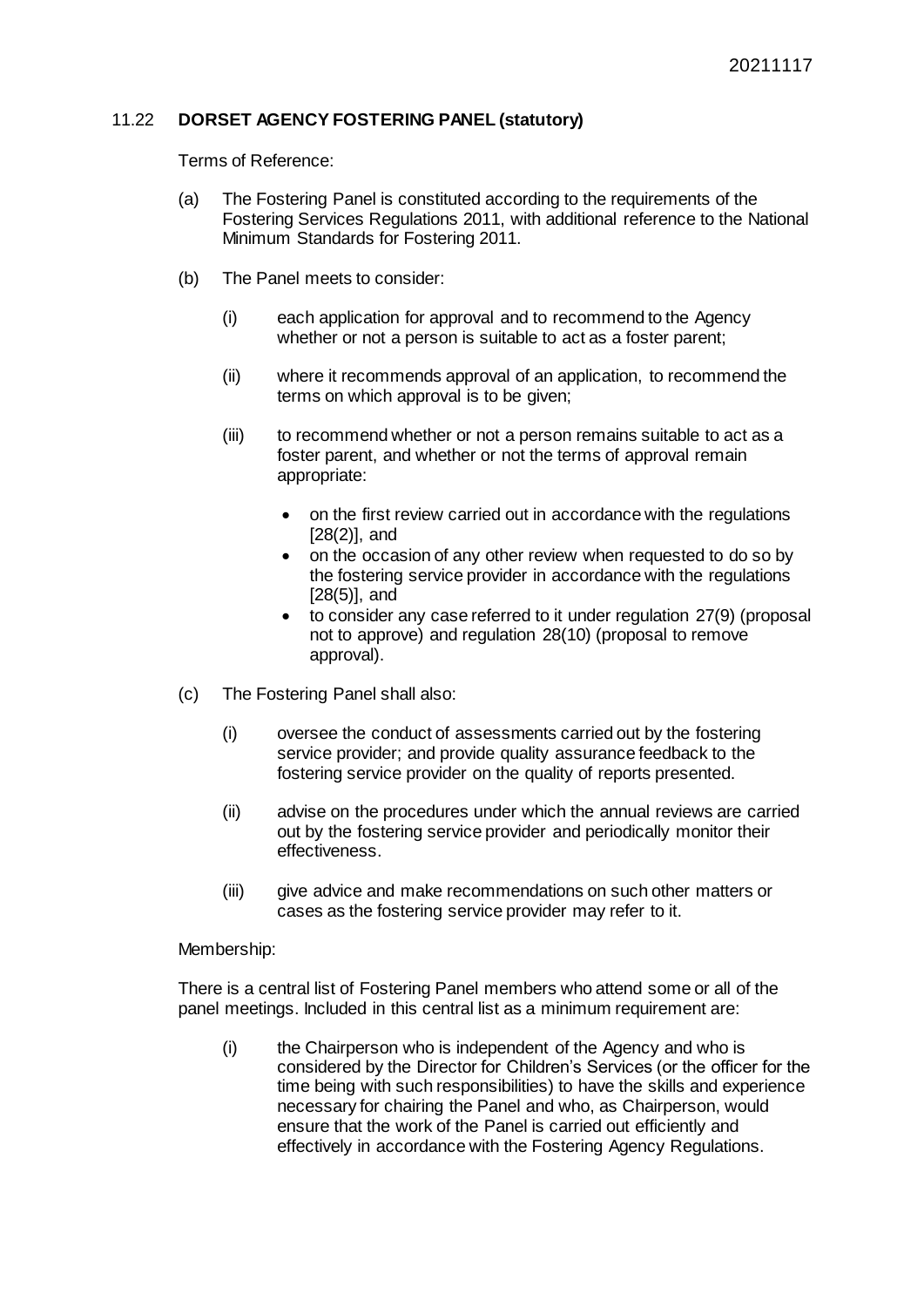### 11.22 **DORSET AGENCY FOSTERING PANEL (statutory)**

Terms of Reference:

(a) The Fostering Panel is constituted according to the requirements of the Fostering Services Regulations 2011, with additional reference to the National Minimum Standards for Fostering 2011.

(b) The Panel meets to consider:

   (i) each application for approval and to recommend to the Agency whether or not a person is suitable to act as a foster parent;

   (ii) where it recommends approval of an application, to recommend the terms on which approval is to be given;

   (iii) to recommend whether or not a person remains suitable to act as a foster parent, and whether or not the terms of approval remain appropriate:

   - on the first review carried out in accordance with the regulations [28(2)], and
   - on the occasion of any other review when requested to do so by the fostering service provider in accordance with the regulations [28(5)], and
   - to consider any case referred to it under regulation 27(9) (proposal not to approve) and regulation 28(10) (proposal to remove approval).

(c) The Fostering Panel shall also:

   (i) oversee the conduct of assessments carried out by the fostering service provider; and provide quality assurance feedback to the fostering service provider on the quality of reports presented.

   (ii) advise on the procedures under which the annual reviews are carried out by the fostering service provider and periodically monitor their effectiveness.

   (iii) give advice and make recommendations on such other matters or cases as the fostering service provider may refer to it.

Membership:

There is a central list of Fostering Panel members who attend some or all of the panel meetings. Included in this central list as a minimum requirement are:

(i) the Chairperson who is independent of the Agency and who is considered by the Director for Children's Services (or the officer for the time being with such responsibilities) to have the skills and experience necessary for chairing the Panel and who, as Chairperson, would ensure that the work of the Panel is carried out efficiently and effectively in accordance with the Fostering Agency Regulations.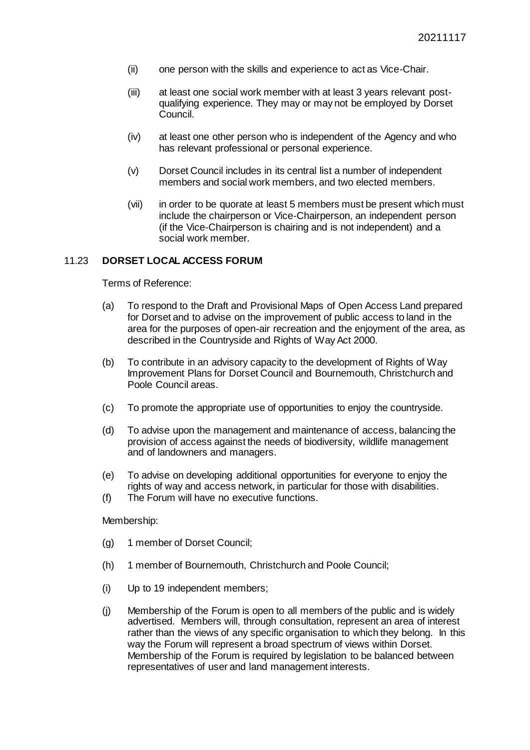(ii) one person with the skills and experience to act as Vice-Chair.

(iii) at least one social work member with at least 3 years relevant post-qualifying experience. They may or may not be employed by Dorset Council.

(iv) at least one other person who is independent of the Agency and who has relevant professional or personal experience.

(v) Dorset Council includes in its central list a number of independent members and social work members, and two elected members.

(vii) in order to be quorate at least 5 members must be present which must include the chairperson or Vice-Chairperson, an independent person (if the Vice-Chairperson is chairing and is not independent) and a social work member.

### 11.23 DORSET LOCAL ACCESS FORUM

Terms of Reference:

(a) To respond to the Draft and Provisional Maps of Open Access Land prepared for Dorset and to advise on the improvement of public access to land in the area for the purposes of open-air recreation and the enjoyment of the area, as described in the Countryside and Rights of Way Act 2000.

(b) To contribute in an advisory capacity to the development of Rights of Way Improvement Plans for Dorset Council and Bournemouth, Christchurch and Poole Council areas.

(c) To promote the appropriate use of opportunities to enjoy the countryside.

(d) To advise upon the management and maintenance of access, balancing the provision of access against the needs of biodiversity, wildlife management and of landowners and managers.

(e) To advise on developing additional opportunities for everyone to enjoy the rights of way and access network, in particular for those with disabilities.

(f) The Forum will have no executive functions.

Membership:

(g) 1 member of Dorset Council;

(h) 1 member of Bournemouth, Christchurch and Poole Council;

(i) Up to 19 independent members;

(j) Membership of the Forum is open to all members of the public and is widely advertised. Members will, through consultation, represent an area of interest rather than the views of any specific organisation to which they belong. In this way the Forum will represent a broad spectrum of views within Dorset. Membership of the Forum is required by legislation to be balanced between representatives of user and land management interests.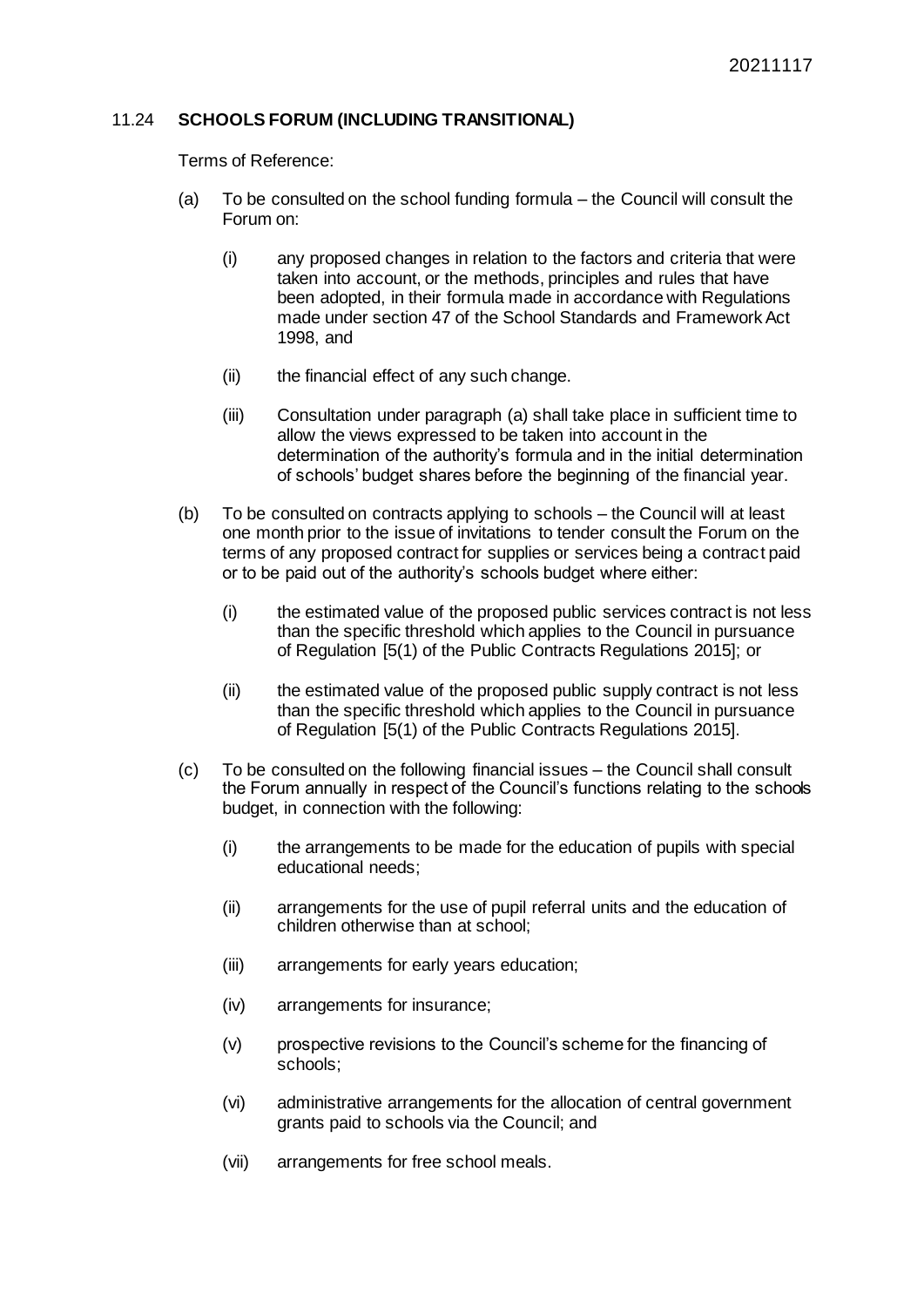### 11.24 **SCHOOLS FORUM (INCLUDING TRANSITIONAL)**

Terms of Reference:

(a) To be consulted on the school funding formula – the Council will consult the Forum on:

(i) any proposed changes in relation to the factors and criteria that were taken into account, or the methods, principles and rules that have been adopted, in their formula made in accordance with Regulations made under section 47 of the School Standards and Framework Act 1998, and

(ii) the financial effect of any such change.

(iii) Consultation under paragraph (a) shall take place in sufficient time to allow the views expressed to be taken into account in the determination of the authority's formula and in the initial determination of schools' budget shares before the beginning of the financial year.

(b) To be consulted on contracts applying to schools – the Council will at least one month prior to the issue of invitations to tender consult the Forum on the terms of any proposed contract for supplies or services being a contract paid or to be paid out of the authority's schools budget where either:

(i) the estimated value of the proposed public services contract is not less than the specific threshold which applies to the Council in pursuance of Regulation [5(1) of the Public Contracts Regulations 2015]; or

(ii) the estimated value of the proposed public supply contract is not less than the specific threshold which applies to the Council in pursuance of Regulation [5(1) of the Public Contracts Regulations 2015].

(c) To be consulted on the following financial issues – the Council shall consult the Forum annually in respect of the Council's functions relating to the schools budget, in connection with the following:

(i) the arrangements to be made for the education of pupils with special educational needs;

(ii) arrangements for the use of pupil referral units and the education of children otherwise than at school;

(iii) arrangements for early years education;

(iv) arrangements for insurance;

(v) prospective revisions to the Council's scheme for the financing of schools;

(vi) administrative arrangements for the allocation of central government grants paid to schools via the Council; and

(vii) arrangements for free school meals.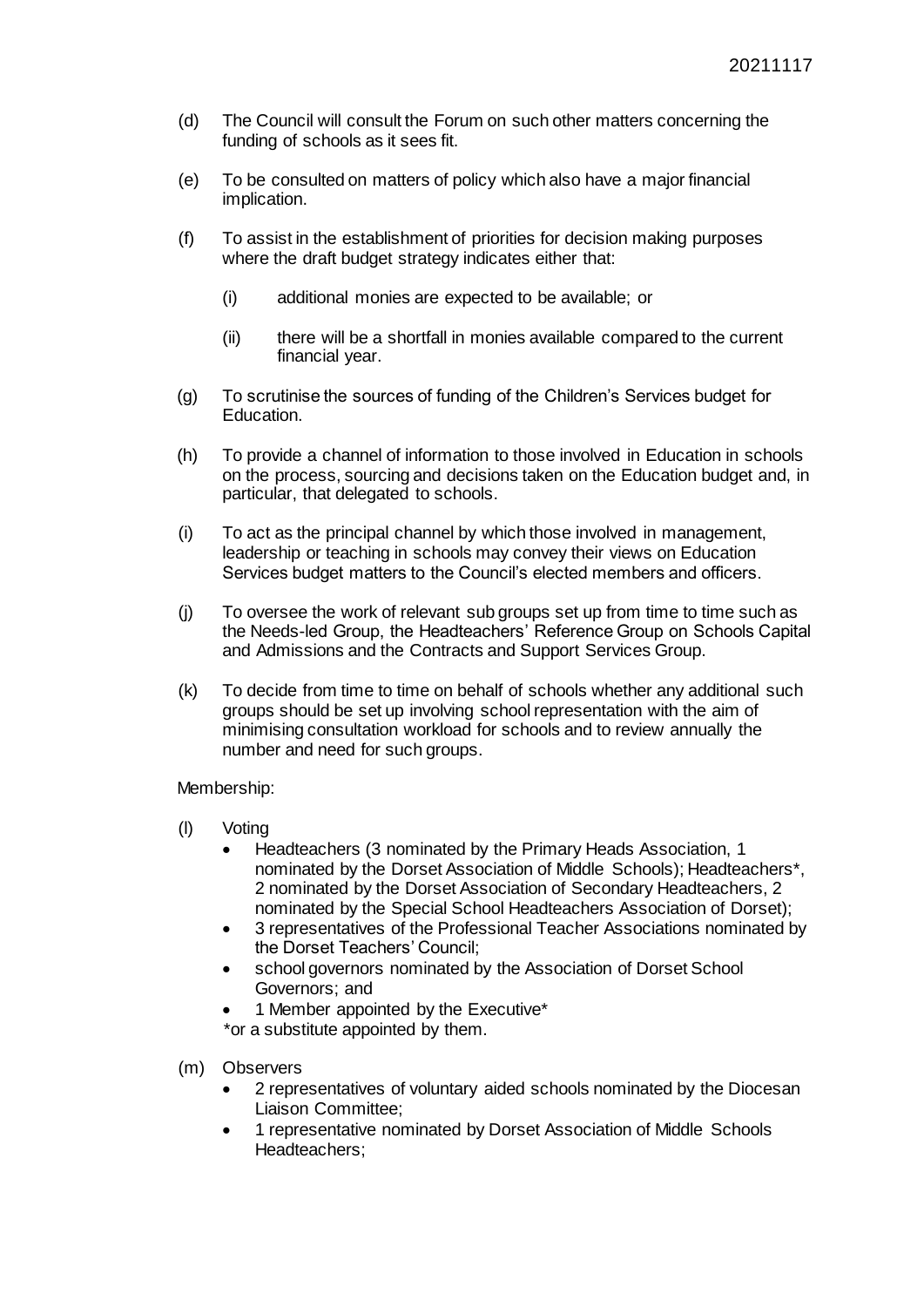(d) The Council will consult the Forum on such other matters concerning the funding of schools as it sees fit.

(e) To be consulted on matters of policy which also have a major financial implication.

(f) To assist in the establishment of priorities for decision making purposes where the draft budget strategy indicates either that:

  (i) additional monies are expected to be available; or

  (ii) there will be a shortfall in monies available compared to the current financial year.

(g) To scrutinise the sources of funding of the Children's Services budget for Education.

(h) To provide a channel of information to those involved in Education in schools on the process, sourcing and decisions taken on the Education budget and, in particular, that delegated to schools.

(i) To act as the principal channel by which those involved in management, leadership or teaching in schools may convey their views on Education Services budget matters to the Council's elected members and officers.

(j) To oversee the work of relevant sub groups set up from time to time such as the Needs-led Group, the Headteachers' Reference Group on Schools Capital and Admissions and the Contracts and Support Services Group.

(k) To decide from time to time on behalf of schools whether any additional such groups should be set up involving school representation with the aim of minimising consultation workload for schools and to review annually the number and need for such groups.

Membership:

(l) Voting
- Headteachers (3 nominated by the Primary Heads Association, 1 nominated by the Dorset Association of Middle Schools); Headteachers*, 2 nominated by the Dorset Association of Secondary Headteachers, 2 nominated by the Special School Headteachers Association of Dorset);
- 3 representatives of the Professional Teacher Associations nominated by the Dorset Teachers' Council;
- school governors nominated by the Association of Dorset School Governors; and
- 1 Member appointed by the Executive*

\*or a substitute appointed by them.

(m) Observers
- 2 representatives of voluntary aided schools nominated by the Diocesan Liaison Committee;
- 1 representative nominated by Dorset Association of Middle Schools Headteachers;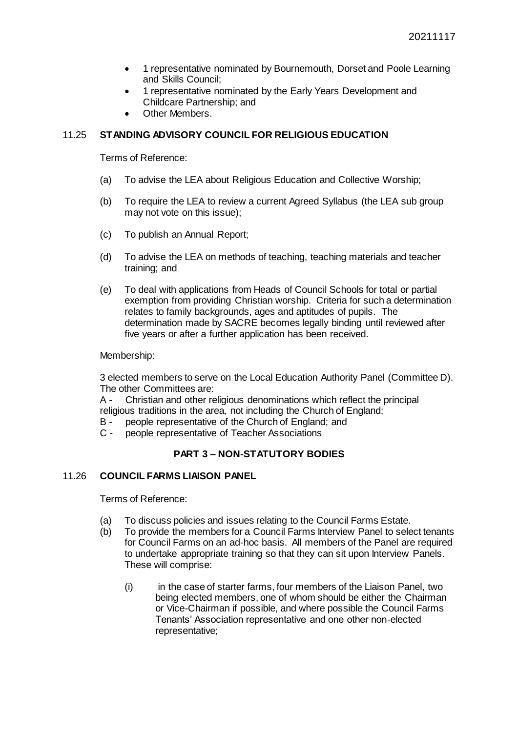- 1 representative nominated by Bournemouth, Dorset and Poole Learning and Skills Council;
- 1 representative nominated by the Early Years Development and Childcare Partnership; and
- Other Members.

### 11.25 STANDING ADVISORY COUNCIL FOR RELIGIOUS EDUCATION

Terms of Reference:

(a) To advise the LEA about Religious Education and Collective Worship;

(b) To require the LEA to review a current Agreed Syllabus (the LEA sub group may not vote on this issue);

(c) To publish an Annual Report;

(d) To advise the LEA on methods of teaching, teaching materials and teacher training; and

(e) To deal with applications from Heads of Council Schools for total or partial exemption from providing Christian worship. Criteria for such a determination relates to family backgrounds, ages and aptitudes of pupils. The determination made by SACRE becomes legally binding until reviewed after five years or after a further application has been received.

Membership:

3 elected members to serve on the Local Education Authority Panel (Committee D). The other Committees are:

A - Christian and other religious denominations which reflect the principal religious traditions in the area, not including the Church of England;
B - people representative of the Church of England; and
C - people representative of Teacher Associations

## PART 3 – NON-STATUTORY BODIES

### 11.26 COUNCIL FARMS LIAISON PANEL

Terms of Reference:

(a) To discuss policies and issues relating to the Council Farms Estate.
(b) To provide the members for a Council Farms Interview Panel to select tenants for Council Farms on an ad-hoc basis. All members of the Panel are required to undertake appropriate training so that they can sit upon Interview Panels. These will comprise:

    (i) in the case of starter farms, four members of the Liaison Panel, two being elected members, one of whom should be either the Chairman or Vice-Chairman if possible, and where possible the Council Farms Tenants' Association representative and one other non-elected representative;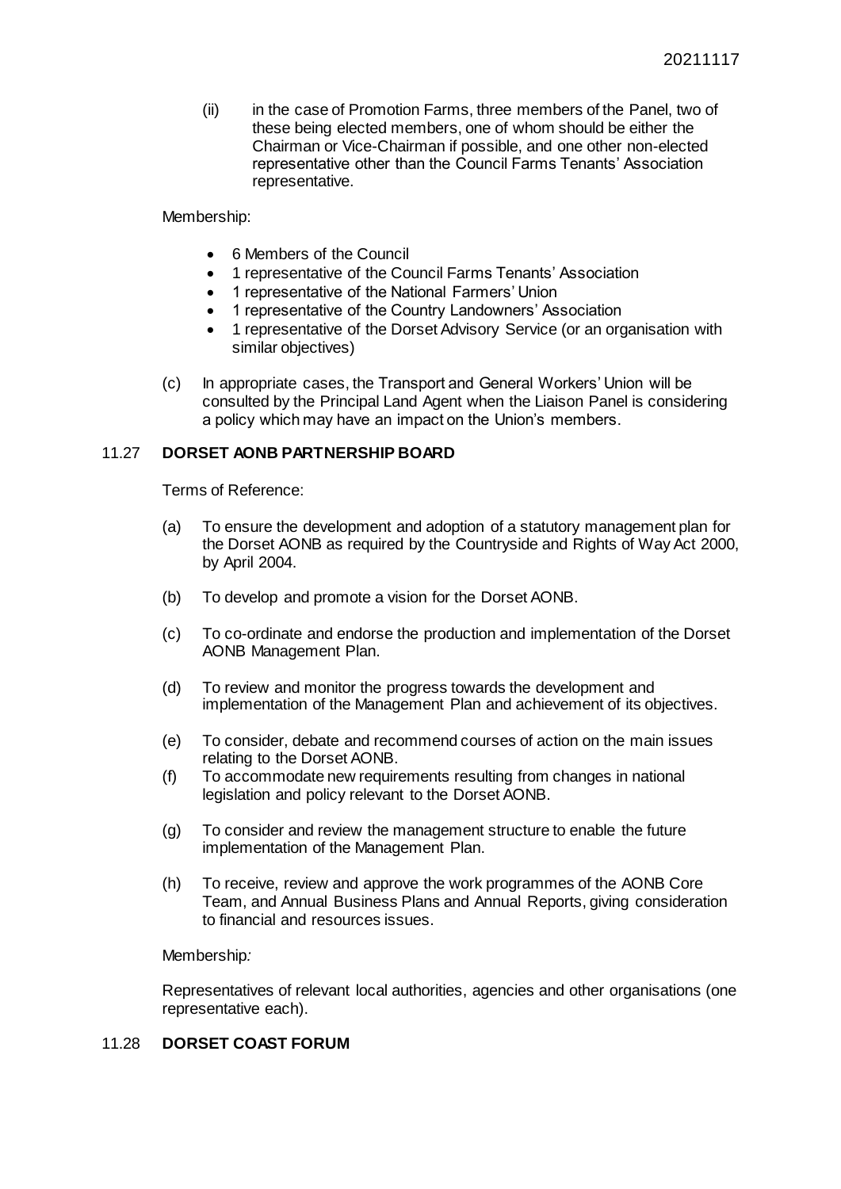(ii) in the case of Promotion Farms, three members of the Panel, two of these being elected members, one of whom should be either the Chairman or Vice-Chairman if possible, and one other non-elected representative other than the Council Farms Tenants' Association representative.

Membership:

- 6 Members of the Council
- 1 representative of the Council Farms Tenants' Association
- 1 representative of the National Farmers' Union
- 1 representative of the Country Landowners' Association
- 1 representative of the Dorset Advisory Service (or an organisation with similar objectives)

(c) In appropriate cases, the Transport and General Workers' Union will be consulted by the Principal Land Agent when the Liaison Panel is considering a policy which may have an impact on the Union's members.

## 11.27 DORSET AONB PARTNERSHIP BOARD

Terms of Reference:

(a) To ensure the development and adoption of a statutory management plan for the Dorset AONB as required by the Countryside and Rights of Way Act 2000, by April 2004.

(b) To develop and promote a vision for the Dorset AONB.

(c) To co-ordinate and endorse the production and implementation of the Dorset AONB Management Plan.

(d) To review and monitor the progress towards the development and implementation of the Management Plan and achievement of its objectives.

(e) To consider, debate and recommend courses of action on the main issues relating to the Dorset AONB.

(f) To accommodate new requirements resulting from changes in national legislation and policy relevant to the Dorset AONB.

(g) To consider and review the management structure to enable the future implementation of the Management Plan.

(h) To receive, review and approve the work programmes of the AONB Core Team, and Annual Business Plans and Annual Reports, giving consideration to financial and resources issues.

Membership*:*

Representatives of relevant local authorities, agencies and other organisations (one representative each).

## 11.28 DORSET COAST FORUM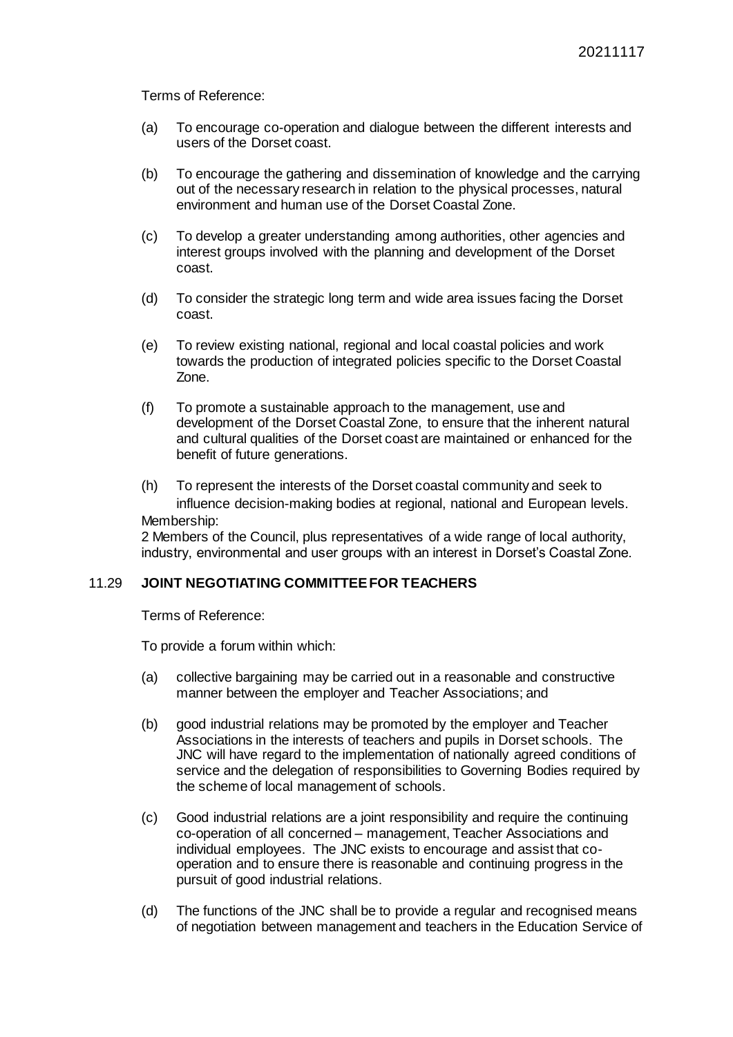Terms of Reference:

(a) To encourage co-operation and dialogue between the different interests and users of the Dorset coast.

(b) To encourage the gathering and dissemination of knowledge and the carrying out of the necessary research in relation to the physical processes, natural environment and human use of the Dorset Coastal Zone.

(c) To develop a greater understanding among authorities, other agencies and interest groups involved with the planning and development of the Dorset coast.

(d) To consider the strategic long term and wide area issues facing the Dorset coast.

(e) To review existing national, regional and local coastal policies and work towards the production of integrated policies specific to the Dorset Coastal Zone.

(f) To promote a sustainable approach to the management, use and development of the Dorset Coastal Zone, to ensure that the inherent natural and cultural qualities of the Dorset coast are maintained or enhanced for the benefit of future generations.

(h) To represent the interests of the Dorset coastal community and seek to influence decision-making bodies at regional, national and European levels.

Membership:
2 Members of the Council, plus representatives of a wide range of local authority, industry, environmental and user groups with an interest in Dorset's Coastal Zone.

## 11.29 JOINT NEGOTIATING COMMITTEE FOR TEACHERS

Terms of Reference:

To provide a forum within which:

(a) collective bargaining may be carried out in a reasonable and constructive manner between the employer and Teacher Associations; and

(b) good industrial relations may be promoted by the employer and Teacher Associations in the interests of teachers and pupils in Dorset schools. The JNC will have regard to the implementation of nationally agreed conditions of service and the delegation of responsibilities to Governing Bodies required by the scheme of local management of schools.

(c) Good industrial relations are a joint responsibility and require the continuing co-operation of all concerned – management, Teacher Associations and individual employees. The JNC exists to encourage and assist that co-operation and to ensure there is reasonable and continuing progress in the pursuit of good industrial relations.

(d) The functions of the JNC shall be to provide a regular and recognised means of negotiation between management and teachers in the Education Service of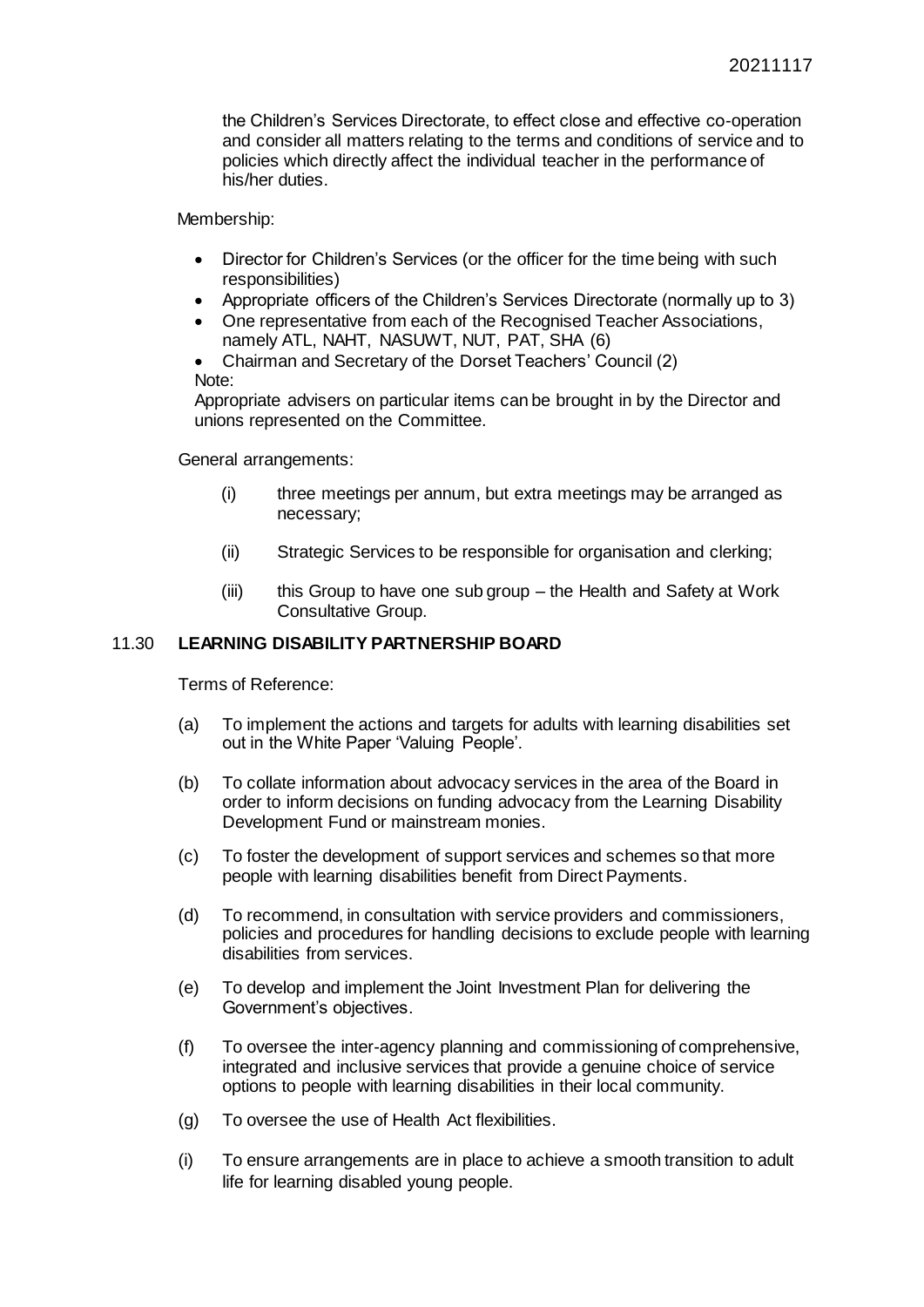the Children's Services Directorate, to effect close and effective co-operation and consider all matters relating to the terms and conditions of service and to policies which directly affect the individual teacher in the performance of his/her duties.

Membership:

- Director for Children's Services (or the officer for the time being with such responsibilities)
- Appropriate officers of the Children's Services Directorate (normally up to 3)
- One representative from each of the Recognised Teacher Associations, namely ATL, NAHT, NASUWT, NUT, PAT, SHA (6)
- Chairman and Secretary of the Dorset Teachers' Council (2)

Note:
Appropriate advisers on particular items can be brought in by the Director and unions represented on the Committee.

General arrangements:

(i) three meetings per annum, but extra meetings may be arranged as necessary;

(ii) Strategic Services to be responsible for organisation and clerking;

(iii) this Group to have one sub group – the Health and Safety at Work Consultative Group.

## 11.30 LEARNING DISABILITY PARTNERSHIP BOARD

Terms of Reference:

(a) To implement the actions and targets for adults with learning disabilities set out in the White Paper 'Valuing People'.

(b) To collate information about advocacy services in the area of the Board in order to inform decisions on funding advocacy from the Learning Disability Development Fund or mainstream monies.

(c) To foster the development of support services and schemes so that more people with learning disabilities benefit from Direct Payments.

(d) To recommend, in consultation with service providers and commissioners, policies and procedures for handling decisions to exclude people with learning disabilities from services.

(e) To develop and implement the Joint Investment Plan for delivering the Government's objectives.

(f) To oversee the inter-agency planning and commissioning of comprehensive, integrated and inclusive services that provide a genuine choice of service options to people with learning disabilities in their local community.

(g) To oversee the use of Health Act flexibilities.

(i) To ensure arrangements are in place to achieve a smooth transition to adult life for learning disabled young people.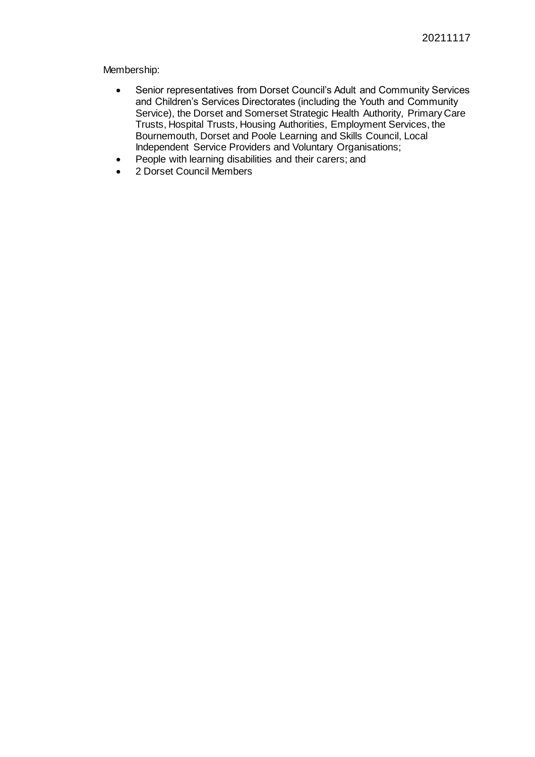Membership:

- Senior representatives from Dorset Council's Adult and Community Services and Children's Services Directorates (including the Youth and Community Service), the Dorset and Somerset Strategic Health Authority, Primary Care Trusts, Hospital Trusts, Housing Authorities, Employment Services, the Bournemouth, Dorset and Poole Learning and Skills Council, Local Independent Service Providers and Voluntary Organisations;
- People with learning disabilities and their carers; and
- 2 Dorset Council Members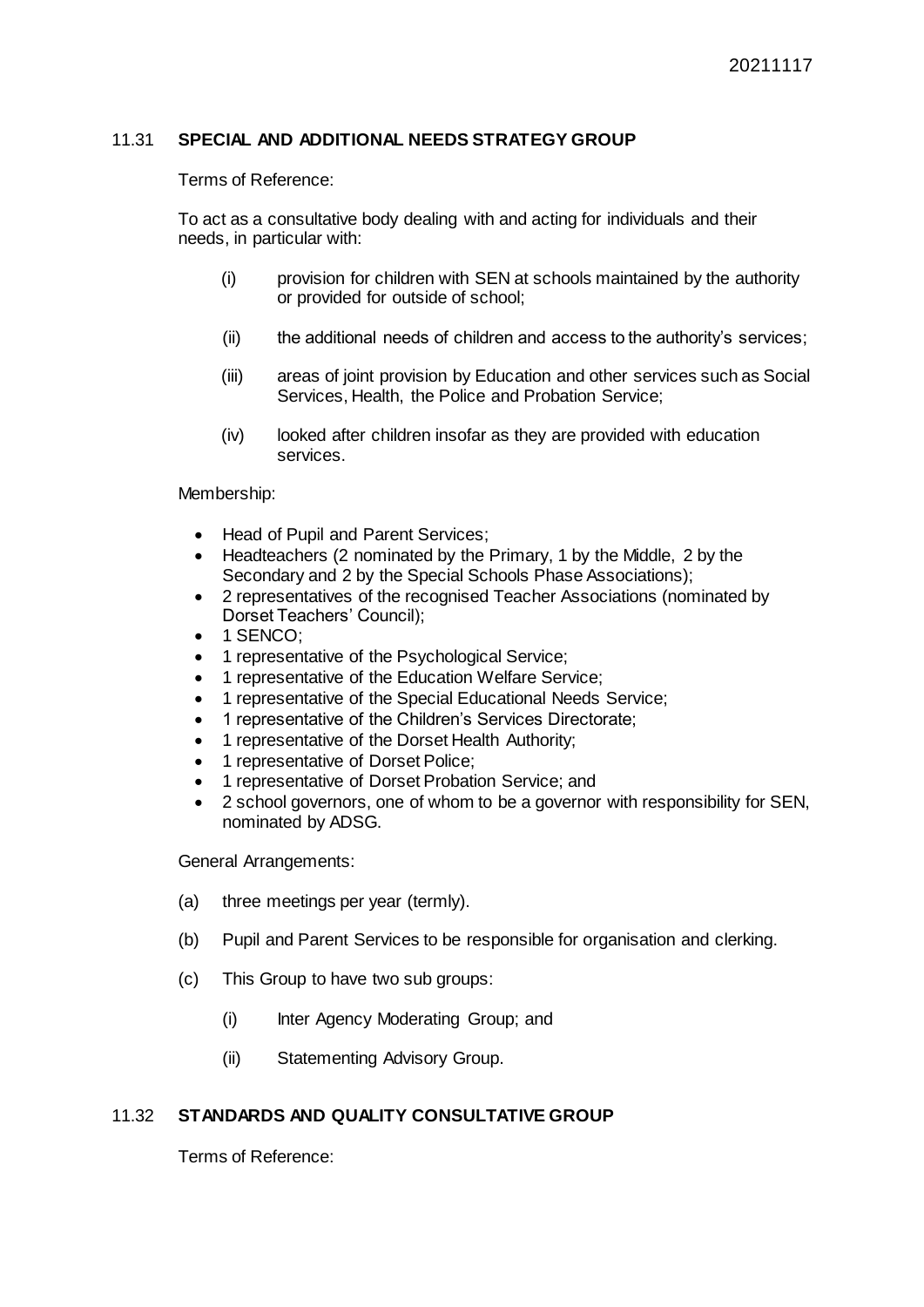## 11.31 **SPECIAL AND ADDITIONAL NEEDS STRATEGY GROUP**

Terms of Reference:

To act as a consultative body dealing with and acting for individuals and their needs, in particular with:

(i) provision for children with SEN at schools maintained by the authority or provided for outside of school;

(ii) the additional needs of children and access to the authority's services;

(iii) areas of joint provision by Education and other services such as Social Services, Health, the Police and Probation Service;

(iv) looked after children insofar as they are provided with education services.

Membership:

- Head of Pupil and Parent Services;
- Headteachers (2 nominated by the Primary, 1 by the Middle, 2 by the Secondary and 2 by the Special Schools Phase Associations);
- 2 representatives of the recognised Teacher Associations (nominated by Dorset Teachers' Council);
- 1 SENCO;
- 1 representative of the Psychological Service;
- 1 representative of the Education Welfare Service;
- 1 representative of the Special Educational Needs Service;
- 1 representative of the Children's Services Directorate;
- 1 representative of the Dorset Health Authority;
- 1 representative of Dorset Police;
- 1 representative of Dorset Probation Service; and
- 2 school governors, one of whom to be a governor with responsibility for SEN, nominated by ADSG.

General Arrangements:

(a) three meetings per year (termly).

(b) Pupil and Parent Services to be responsible for organisation and clerking.

(c) This Group to have two sub groups:

(i) Inter Agency Moderating Group; and

(ii) Statementing Advisory Group.

## 11.32 **STANDARDS AND QUALITY CONSULTATIVE GROUP**

Terms of Reference: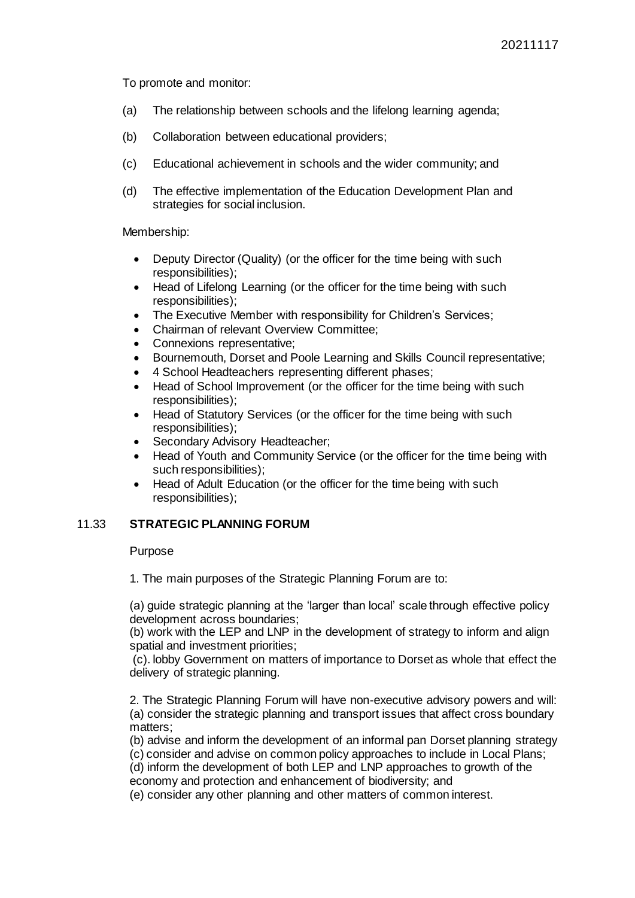To promote and monitor:

(a) The relationship between schools and the lifelong learning agenda;

(b) Collaboration between educational providers;

(c) Educational achievement in schools and the wider community; and

(d) The effective implementation of the Education Development Plan and strategies for social inclusion.

Membership:

- Deputy Director (Quality) (or the officer for the time being with such responsibilities);
- Head of Lifelong Learning (or the officer for the time being with such responsibilities);
- The Executive Member with responsibility for Children's Services;
- Chairman of relevant Overview Committee;
- Connexions representative;
- Bournemouth, Dorset and Poole Learning and Skills Council representative;
- 4 School Headteachers representing different phases;
- Head of School Improvement (or the officer for the time being with such responsibilities);
- Head of Statutory Services (or the officer for the time being with such responsibilities);
- Secondary Advisory Headteacher;
- Head of Youth and Community Service (or the officer for the time being with such responsibilities);
- Head of Adult Education (or the officer for the time being with such responsibilities);

## 11.33 STRATEGIC PLANNING FORUM

Purpose

1. The main purposes of the Strategic Planning Forum are to:

(a) guide strategic planning at the 'larger than local' scale through effective policy development across boundaries;
(b) work with the LEP and LNP in the development of strategy to inform and align spatial and investment priorities;
(c). lobby Government on matters of importance to Dorset as whole that effect the delivery of strategic planning.

2. The Strategic Planning Forum will have non-executive advisory powers and will:
(a) consider the strategic planning and transport issues that affect cross boundary matters;
(b) advise and inform the development of an informal pan Dorset planning strategy
(c) consider and advise on common policy approaches to include in Local Plans;
(d) inform the development of both LEP and LNP approaches to growth of the economy and protection and enhancement of biodiversity; and
(e) consider any other planning and other matters of common interest.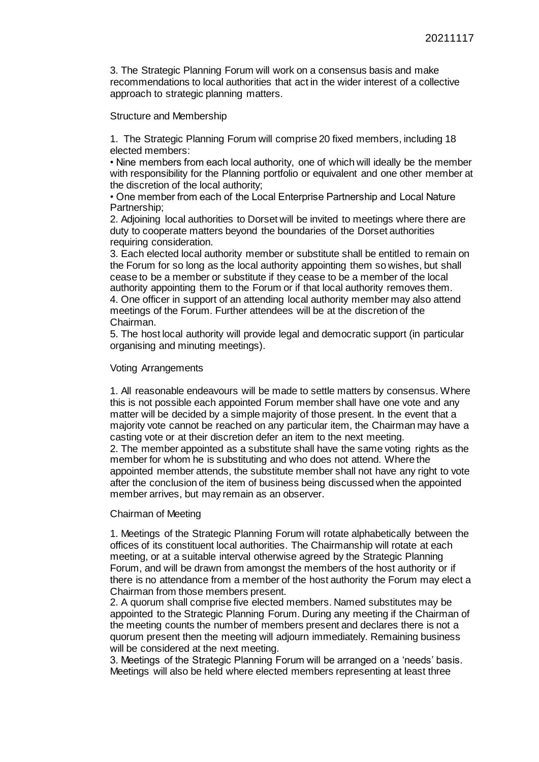3. The Strategic Planning Forum will work on a consensus basis and make recommendations to local authorities that act in the wider interest of a collective approach to strategic planning matters.

Structure and Membership

1. The Strategic Planning Forum will comprise 20 fixed members, including 18 elected members:
• Nine members from each local authority, one of which will ideally be the member with responsibility for the Planning portfolio or equivalent and one other member at the discretion of the local authority;
• One member from each of the Local Enterprise Partnership and Local Nature Partnership;
2. Adjoining local authorities to Dorset will be invited to meetings where there are duty to cooperate matters beyond the boundaries of the Dorset authorities requiring consideration.
3. Each elected local authority member or substitute shall be entitled to remain on the Forum for so long as the local authority appointing them so wishes, but shall cease to be a member or substitute if they cease to be a member of the local authority appointing them to the Forum or if that local authority removes them.
4. One officer in support of an attending local authority member may also attend meetings of the Forum. Further attendees will be at the discretion of the Chairman.
5. The host local authority will provide legal and democratic support (in particular organising and minuting meetings).

Voting Arrangements

1. All reasonable endeavours will be made to settle matters by consensus. Where this is not possible each appointed Forum member shall have one vote and any matter will be decided by a simple majority of those present. In the event that a majority vote cannot be reached on any particular item, the Chairman may have a casting vote or at their discretion defer an item to the next meeting.
2. The member appointed as a substitute shall have the same voting rights as the member for whom he is substituting and who does not attend. Where the appointed member attends, the substitute member shall not have any right to vote after the conclusion of the item of business being discussed when the appointed member arrives, but may remain as an observer.

Chairman of Meeting

1. Meetings of the Strategic Planning Forum will rotate alphabetically between the offices of its constituent local authorities. The Chairmanship will rotate at each meeting, or at a suitable interval otherwise agreed by the Strategic Planning Forum, and will be drawn from amongst the members of the host authority or if there is no attendance from a member of the host authority the Forum may elect a Chairman from those members present.
2. A quorum shall comprise five elected members. Named substitutes may be appointed to the Strategic Planning Forum. During any meeting if the Chairman of the meeting counts the number of members present and declares there is not a quorum present then the meeting will adjourn immediately. Remaining business will be considered at the next meeting.
3. Meetings of the Strategic Planning Forum will be arranged on a 'needs' basis. Meetings will also be held where elected members representing at least three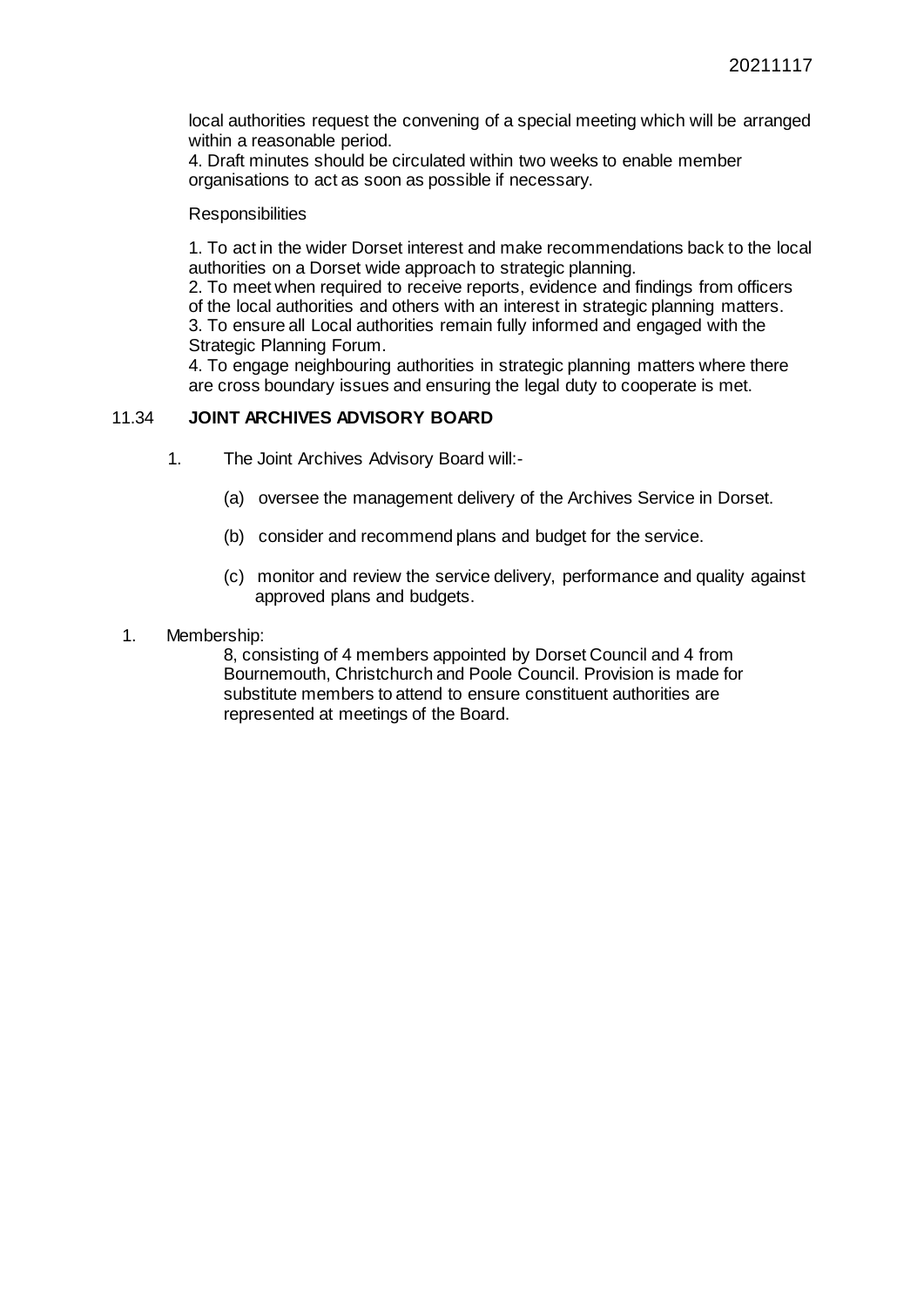local authorities request the convening of a special meeting which will be arranged within a reasonable period.

4. Draft minutes should be circulated within two weeks to enable member organisations to act as soon as possible if necessary.

Responsibilities

1. To act in the wider Dorset interest and make recommendations back to the local authorities on a Dorset wide approach to strategic planning.
2. To meet when required to receive reports, evidence and findings from officers of the local authorities and others with an interest in strategic planning matters.
3. To ensure all Local authorities remain fully informed and engaged with the Strategic Planning Forum.
4. To engage neighbouring authorities in strategic planning matters where there are cross boundary issues and ensuring the legal duty to cooperate is met.

## 11.34 JOINT ARCHIVES ADVISORY BOARD

1. The Joint Archives Advisory Board will:-

   (a) oversee the management delivery of the Archives Service in Dorset.

   (b) consider and recommend plans and budget for the service.

   (c) monitor and review the service delivery, performance and quality against approved plans and budgets.

1. Membership:

   8, consisting of 4 members appointed by Dorset Council and 4 from Bournemouth, Christchurch and Poole Council. Provision is made for substitute members to attend to ensure constituent authorities are represented at meetings of the Board.